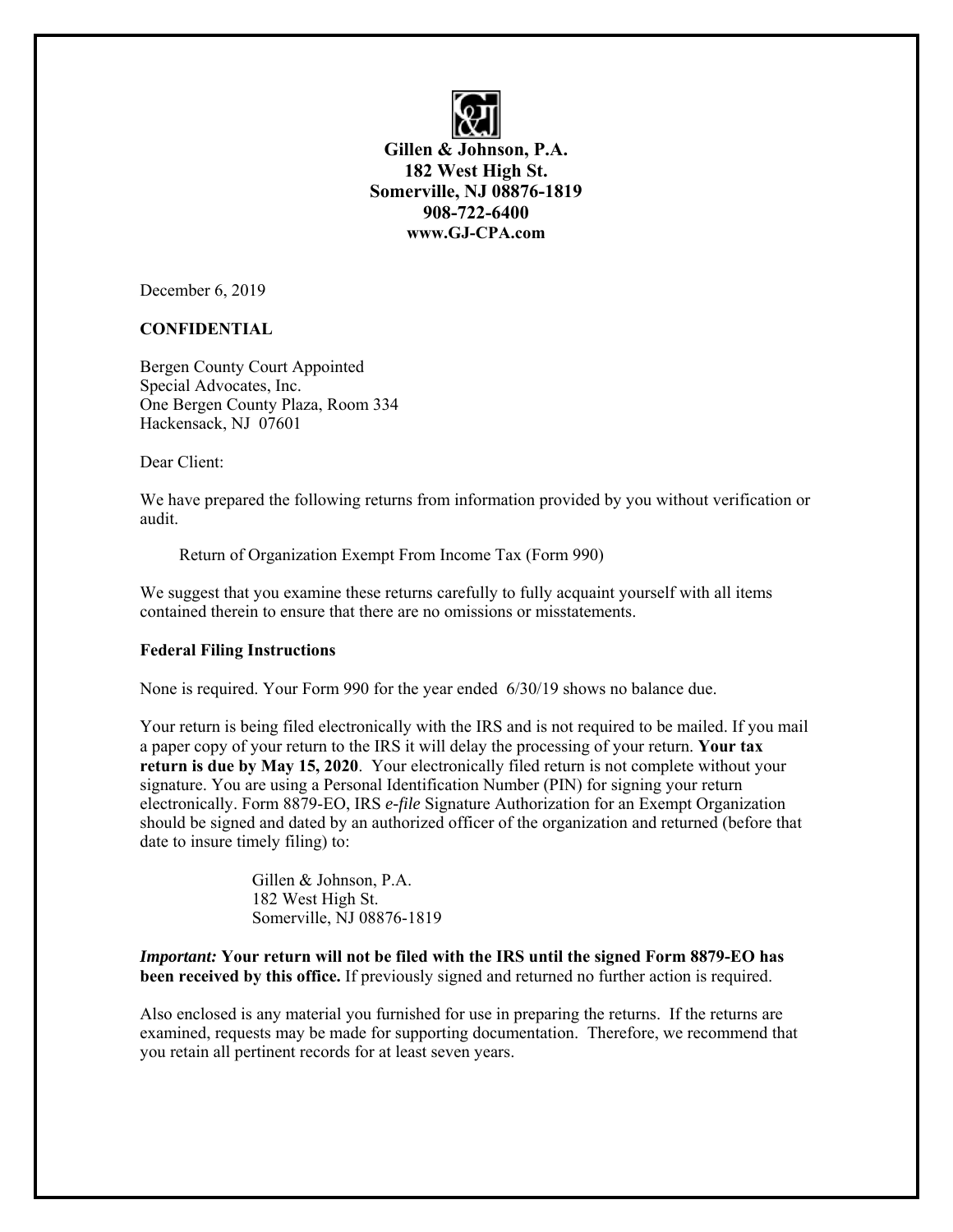**Gillen & Johnson, P.A.**
**182 West High St.**
**Somerville, NJ 08876-1819**
**908-722-6400**
**www.GJ-CPA.com**

December 6, 2019

**CONFIDENTIAL**

Bergen County Court Appointed
Special Advocates, Inc.
One Bergen County Plaza, Room 334
Hackensack, NJ 07601

Dear Client:

We have prepared the following returns from information provided by you without verification or audit.

Return of Organization Exempt From Income Tax (Form 990)

We suggest that you examine these returns carefully to fully acquaint yourself with all items contained therein to ensure that there are no omissions or misstatements.

**Federal Filing Instructions**

None is required. Your Form 990 for the year ended 6/30/19 shows no balance due.

Your return is being filed electronically with the IRS and is not required to be mailed. If you mail a paper copy of your return to the IRS it will delay the processing of your return. **Your tax return is due by May 15, 2020**. Your electronically filed return is not complete without your signature. You are using a Personal Identification Number (PIN) for signing your return electronically. Form 8879-EO, IRS *e-file* Signature Authorization for an Exempt Organization should be signed and dated by an authorized officer of the organization and returned (before that date to insure timely filing) to:

Gillen & Johnson, P.A.
182 West High St.
Somerville, NJ 08876-1819

***Important:*** **Your return will not be filed with the IRS until the signed Form 8879-EO has been received by this office.** If previously signed and returned no further action is required.

Also enclosed is any material you furnished for use in preparing the returns. If the returns are examined, requests may be made for supporting documentation. Therefore, we recommend that you retain all pertinent records for at least seven years.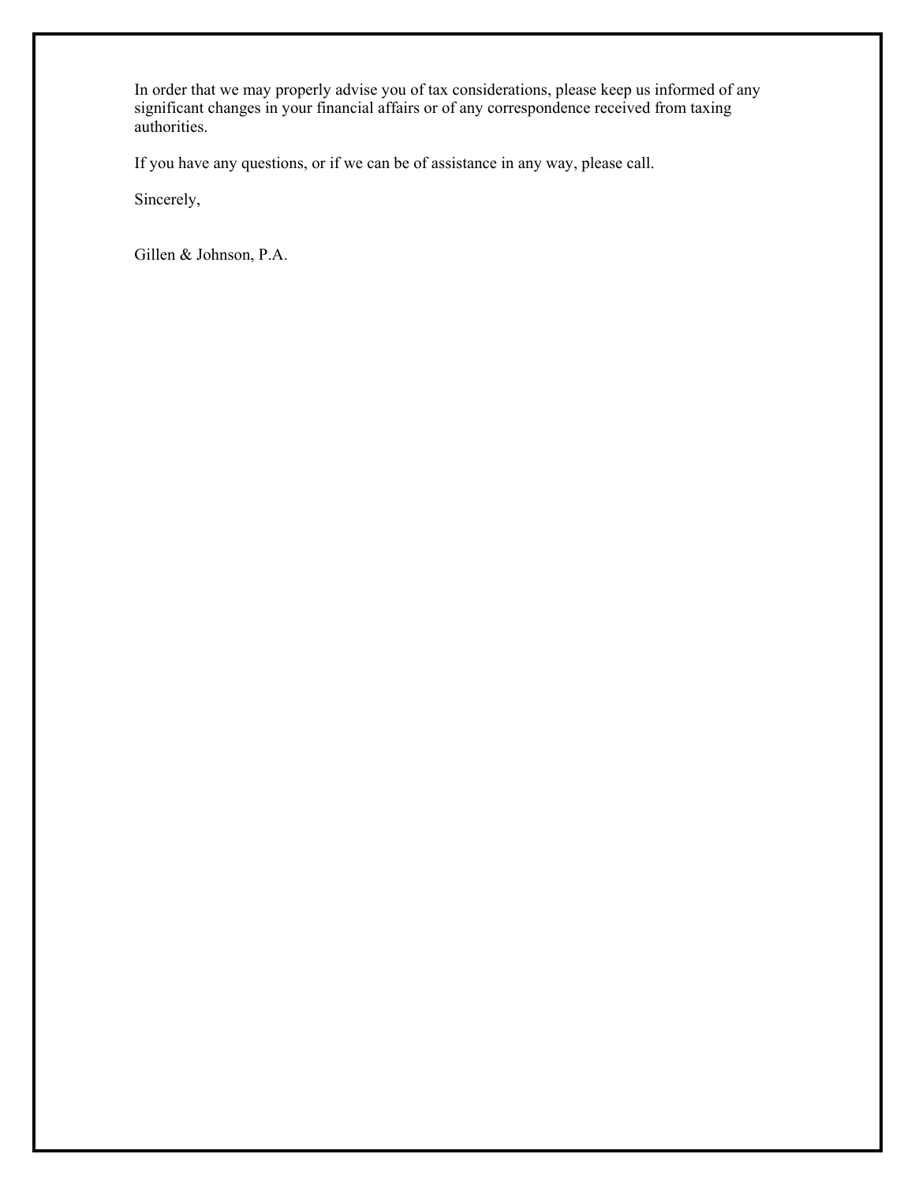In order that we may properly advise you of tax considerations, please keep us informed of any significant changes in your financial affairs or of any correspondence received from taxing authorities.

If you have any questions, or if we can be of assistance in any way, please call.

Sincerely,

Gillen & Johnson, P.A.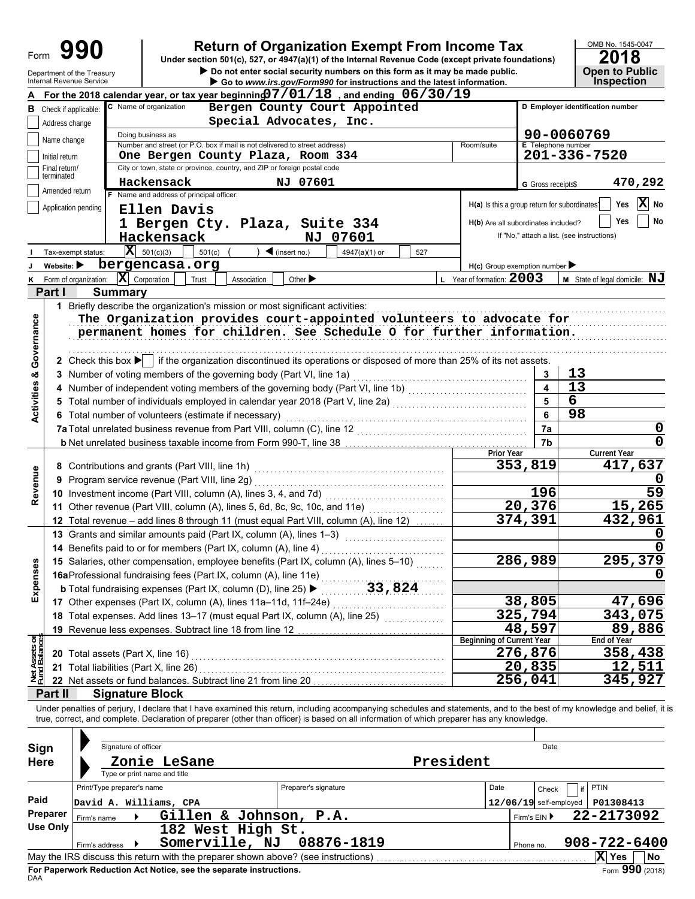Form **990** — **Return of Organization Exempt From Income Tax**

Under section 501(c), 527, or 4947(a)(1) of the Internal Revenue Code (except private foundations)

▶ Do not enter social security numbers on this form as it may be made public.

▶ Go to www.irs.gov/Form990 for instructions and the latest information.

Department of the Treasury, Internal Revenue Service

OMB No. 1545-0047 — **2018** — **Open to Public Inspection**

**A** For the 2018 calendar year, or tax year beginning 07/01/18, and ending 06/30/19

**B** Check if applicable:
- Address change
- Name change
- Initial return
- Final return/terminated
- Amended return
- Application pending

**C** Name of organization: Bergen County Court Appointed Special Advocates, Inc.

Doing business as:

Number and street (or P.O. box if mail is not delivered to street address): One Bergen County Plaza, Room 334

City or town, state or province, country, and ZIP or foreign postal code: Hackensack NJ 07601

**D** Employer identification number: 90-0060769

**E** Telephone number: 201-336-7520

**G** Gross receipts $ 470,292

**F** Name and address of principal officer: Ellen Davis, 1 Bergen Cty. Plaza, Suite 334, Hackensack NJ 07601

**H(a)** Is this a group return for subordinates? Yes [ ] No [X]

**H(b)** Are all subordinates included? Yes [ ] No [ ]
If "No," attach a list. (see instructions)

**I** Tax-exempt status: [X] 501(c)(3) [ ] 501(c) ( ) ◀ (insert no.) [ ] 4947(a)(1) or [ ] 527

**J** Website: ▶ bergencasa.org

**H(c)** Group exemption number ▶

**K** Form of organization: [X] Corporation [ ] Trust [ ] Association [ ] Other ▶

**L** Year of formation: 2003

**M** State of legal domicile: NJ

## Part I Summary

**Activities & Governance**

1 Briefly describe the organization's mission or most significant activities:
The Organization provides court-appointed volunteers to advocate for permanent homes for children. See Schedule O for further information.

2 Check this box ▶ [ ] if the organization discontinued its operations or disposed of more than 25% of its net assets.

| | | |
|---|---|---|
| 3 Number of voting members of the governing body (Part VI, line 1a) | 3 | 13 |
| 4 Number of independent voting members of the governing body (Part VI, line 1b) | 4 | 13 |
| 5 Total number of individuals employed in calendar year 2018 (Part V, line 2a) | 5 | 6 |
| 6 Total number of volunteers (estimate if necessary) | 6 | 98 |
| 7a Total unrelated business revenue from Part VIII, column (C), line 12 | 7a | 0 |
| b Net unrelated business taxable income from Form 990-T, line 38 | 7b | 0 |

| | Prior Year | Current Year |
|---|---|---|
| **Revenue** | | |
| 8 Contributions and grants (Part VIII, line 1h) | 353,819 | 417,637 |
| 9 Program service revenue (Part VIII, line 2g) | | 0 |
| 10 Investment income (Part VIII, column (A), lines 3, 4, and 7d) | 196 | 59 |
| 11 Other revenue (Part VIII, column (A), lines 5, 6d, 8c, 9c, 10c, and 11e) | 20,376 | 15,265 |
| 12 Total revenue – add lines 8 through 11 (must equal Part VIII, column (A), line 12) | 374,391 | 432,961 |
| **Expenses** | | |
| 13 Grants and similar amounts paid (Part IX, column (A), lines 1–3) | | 0 |
| 14 Benefits paid to or for members (Part IX, column (A), line 4) | | 0 |
| 15 Salaries, other compensation, employee benefits (Part IX, column (A), lines 5–10) | 286,989 | 295,379 |
| 16a Professional fundraising fees (Part IX, column (A), line 11e) | | 0 |
| b Total fundraising expenses (Part IX, column (D), line 25) ▶ 33,824 | | |
| 17 Other expenses (Part IX, column (A), lines 11a–11d, 11f–24e) | 38,805 | 47,696 |
| 18 Total expenses. Add lines 13–17 (must equal Part IX, column (A), line 25) | 325,794 | 343,075 |
| 19 Revenue less expenses. Subtract line 18 from line 12 | 48,597 | 89,886 |

| **Net Assets or Fund Balances** | Beginning of Current Year | End of Year |
|---|---|---|
| 20 Total assets (Part X, line 16) | 276,876 | 358,438 |
| 21 Total liabilities (Part X, line 26) | 20,835 | 12,511 |
| 22 Net assets or fund balances. Subtract line 21 from line 20 | 256,041 | 345,927 |

## Part II Signature Block

Under penalties of perjury, I declare that I have examined this return, including accompanying schedules and statements, and to the best of my knowledge and belief, it is true, correct, and complete. Declaration of preparer (other than officer) is based on all information of which preparer has any knowledge.

**Sign Here**

Signature of officer — Date

Zonie LeSane, President

Type or print name and title

**Paid Preparer Use Only**

| Print/Type preparer's name | Preparer's signature | Date | Check [ ] if self-employed | PTIN |
|---|---|---|---|---|
| David A. Williams, CPA | | 12/06/19 | | P01308413 |

Firm's name ▶ Gillen & Johnson, P.A. — Firm's EIN ▶ 22-2173092

Firm's address ▶ 182 West High St., Somerville, NJ 08876-1819 — Phone no. 908-722-6400

May the IRS discuss this return with the preparer shown above? (see instructions) [X] Yes [ ] No

**For Paperwork Reduction Act Notice, see the separate instructions.**

DAA — Form **990** (2018)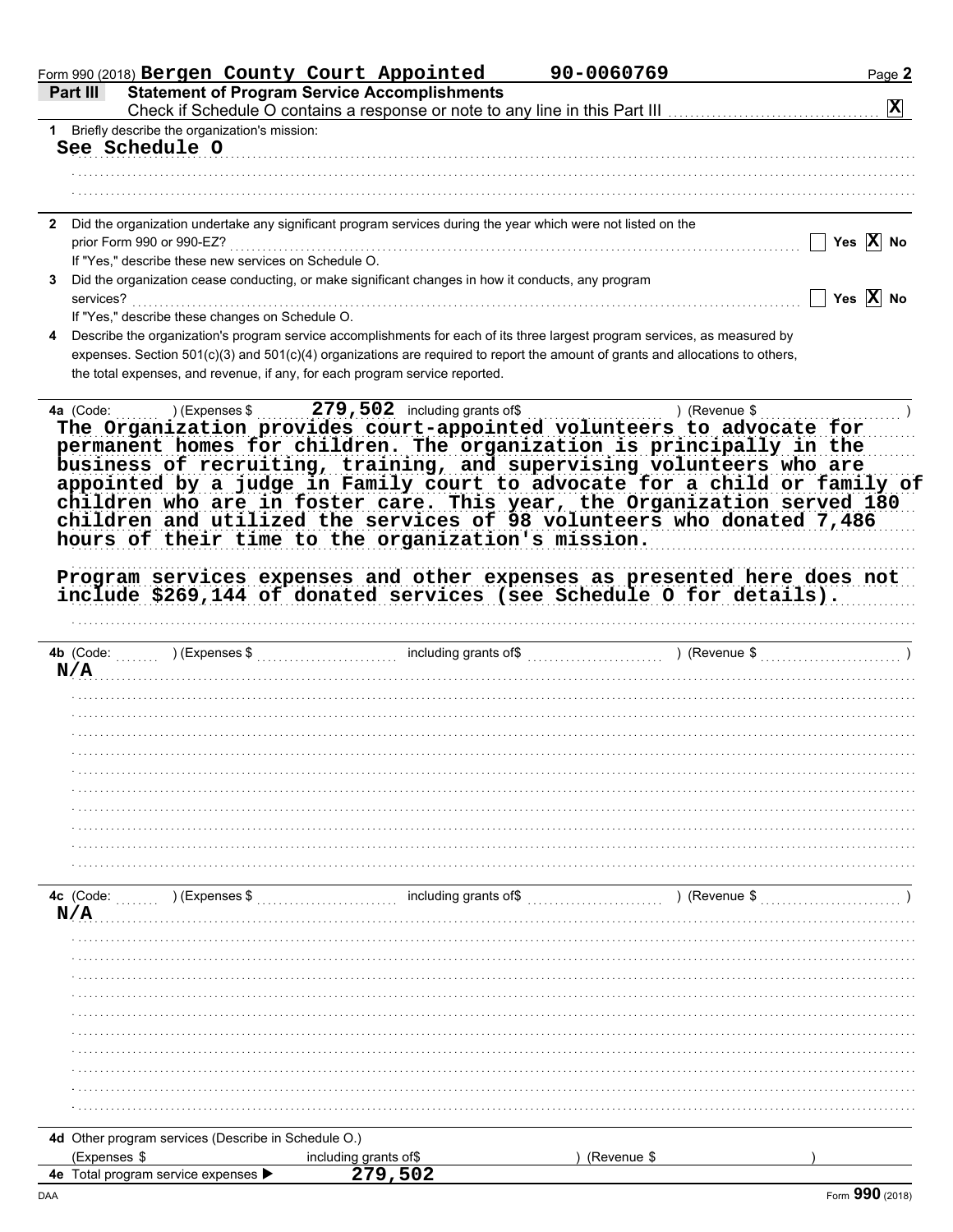Form 990 (2018) **Bergen County Court Appointed** **90-0060769** Page **2**

## Part III Statement of Program Service Accomplishments

Check if Schedule O contains a response or note to any line in this Part III .......... **X**

**1** Briefly describe the organization's mission:

**See Schedule O**

**2** Did the organization undertake any significant program services during the year which were not listed on the prior Form 990 or 990-EZ? .......... Yes **X** No

If "Yes," describe these new services on Schedule O.

**3** Did the organization cease conducting, or make significant changes in how it conducts, any program services? .......... Yes **X** No

If "Yes," describe these changes on Schedule O.

**4** Describe the organization's program service accomplishments for each of its three largest program services, as measured by expenses. Section 501(c)(3) and 501(c)(4) organizations are required to report the amount of grants and allocations to others, the total expenses, and revenue, if any, for each program service reported.

**4a** (Code: ) (Expenses $ **279,502** including grants of$ ) (Revenue $ )

**The Organization provides court-appointed volunteers to advocate for permanent homes for children. The organization is principally in the business of recruiting, training, and supervising volunteers who are appointed by a judge in Family court to advocate for a child or family of children who are in foster care. This year, the Organization served 180 children and utilized the services of 98 volunteers who donated 7,486 hours of their time to the organization's mission.**

**Program services expenses and other expenses as presented here does not include $269,144 of donated services (see Schedule O for details).**

**4b** (Code: ) (Expenses $ including grants of$ ) (Revenue $ )

**N/A**

**4c** (Code: ) (Expenses $ including grants of$ ) (Revenue $ )

**N/A**

**4d** Other program services (Describe in Schedule O.)

(Expenses $ including grants of$ ) (Revenue $ )

**4e** Total program service expenses ▶ **279,502**

DAA Form **990** (2018)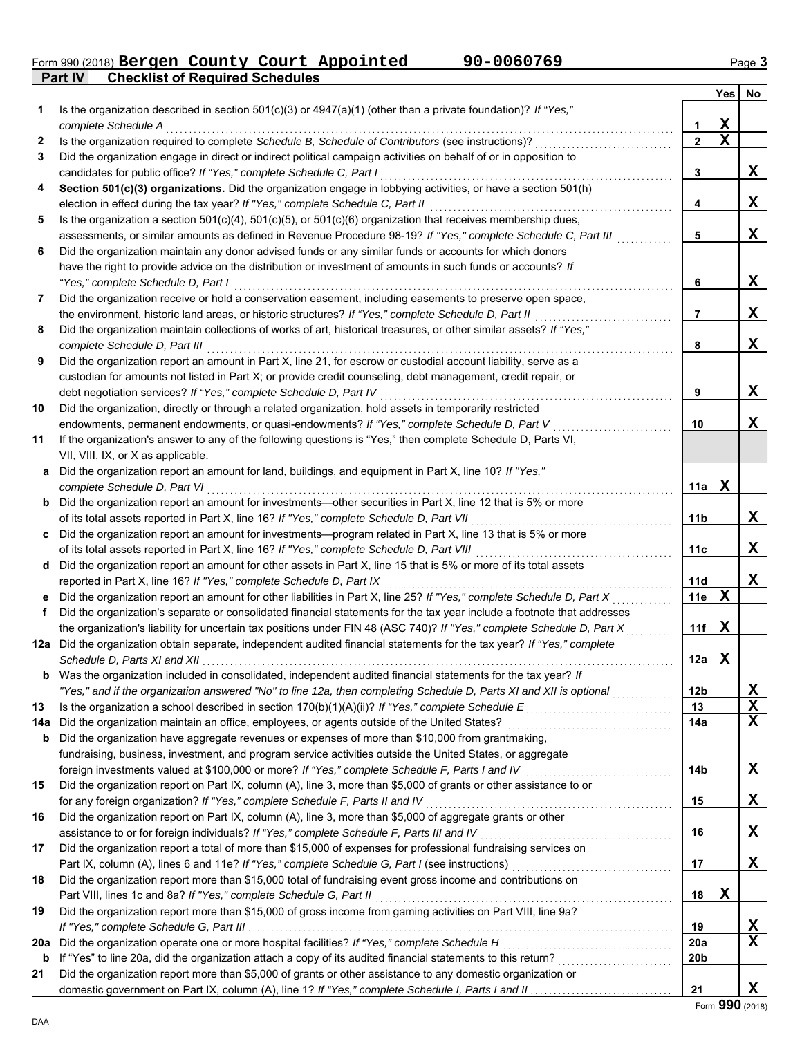Form 990 (2018) **Bergen County Court Appointed** **90-0060769** Page **3**

## Part IV Checklist of Required Schedules

| | | | Yes | No |
|---|---|---|---|---|
| **1** | Is the organization described in section 501(c)(3) or 4947(a)(1) (other than a private foundation)? *If "Yes," complete Schedule A* | **1** | X | |
| **2** | Is the organization required to complete *Schedule B, Schedule of Contributors* (see instructions)? | **2** | X | |
| **3** | Did the organization engage in direct or indirect political campaign activities on behalf of or in opposition to candidates for public office? *If "Yes," complete Schedule C, Part I* | **3** | | X |
| **4** | **Section 501(c)(3) organizations.** Did the organization engage in lobbying activities, or have a section 501(h) election in effect during the tax year? *If "Yes," complete Schedule C, Part II* | **4** | | X |
| **5** | Is the organization a section 501(c)(4), 501(c)(5), or 501(c)(6) organization that receives membership dues, assessments, or similar amounts as defined in Revenue Procedure 98-19? *If "Yes," complete Schedule C, Part III* | **5** | | X |
| **6** | Did the organization maintain any donor advised funds or any similar funds or accounts for which donors have the right to provide advice on the distribution or investment of amounts in such funds or accounts? *If "Yes," complete Schedule D, Part I* | **6** | | X |
| **7** | Did the organization receive or hold a conservation easement, including easements to preserve open space, the environment, historic land areas, or historic structures? *If "Yes," complete Schedule D, Part II* | **7** | | X |
| **8** | Did the organization maintain collections of works of art, historical treasures, or other similar assets? *If "Yes," complete Schedule D, Part III* | **8** | | X |
| **9** | Did the organization report an amount in Part X, line 21, for escrow or custodial account liability, serve as a custodian for amounts not listed in Part X; or provide credit counseling, debt management, credit repair, or debt negotiation services? *If "Yes," complete Schedule D, Part IV* | **9** | | X |
| **10** | Did the organization, directly or through a related organization, hold assets in temporarily restricted endowments, permanent endowments, or quasi-endowments? *If "Yes," complete Schedule D, Part V* | **10** | | X |
| **11** | If the organization's answer to any of the following questions is "Yes," then complete Schedule D, Parts VI, VII, VIII, IX, or X as applicable. | | | |
| **a** | Did the organization report an amount for land, buildings, and equipment in Part X, line 10? *If "Yes," complete Schedule D, Part VI* | **11a** | X | |
| **b** | Did the organization report an amount for investments—other securities in Part X, line 12 that is 5% or more of its total assets reported in Part X, line 16? *If "Yes," complete Schedule D, Part VII* | **11b** | | X |
| **c** | Did the organization report an amount for investments—program related in Part X, line 13 that is 5% or more of its total assets reported in Part X, line 16? *If "Yes," complete Schedule D, Part VIII* | **11c** | | X |
| **d** | Did the organization report an amount for other assets in Part X, line 15 that is 5% or more of its total assets reported in Part X, line 16? *If "Yes," complete Schedule D, Part IX* | **11d** | | X |
| **e** | Did the organization report an amount for other liabilities in Part X, line 25? *If "Yes," complete Schedule D, Part X* | **11e** | X | |
| **f** | Did the organization's separate or consolidated financial statements for the tax year include a footnote that addresses the organization's liability for uncertain tax positions under FIN 48 (ASC 740)? *If "Yes," complete Schedule D, Part X* | **11f** | X | |
| **12a** | Did the organization obtain separate, independent audited financial statements for the tax year? *If "Yes," complete Schedule D, Parts XI and XII* | **12a** | X | |
| **b** | Was the organization included in consolidated, independent audited financial statements for the tax year? *If "Yes," and if the organization answered "No" to line 12a, then completing Schedule D, Parts XI and XII is optional* | **12b** | | X |
| **13** | Is the organization a school described in section 170(b)(1)(A)(ii)? *If "Yes," complete Schedule E* | **13** | | X |
| **14a** | Did the organization maintain an office, employees, or agents outside of the United States? | **14a** | | X |
| **b** | Did the organization have aggregate revenues or expenses of more than $10,000 from grantmaking, fundraising, business, investment, and program service activities outside the United States, or aggregate foreign investments valued at $100,000 or more? *If "Yes," complete Schedule F, Parts I and IV* | **14b** | | X |
| **15** | Did the organization report on Part IX, column (A), line 3, more than $5,000 of grants or other assistance to or for any foreign organization? *If "Yes," complete Schedule F, Parts II and IV* | **15** | | X |
| **16** | Did the organization report on Part IX, column (A), line 3, more than $5,000 of aggregate grants or other assistance to or for foreign individuals? *If "Yes," complete Schedule F, Parts III and IV* | **16** | | X |
| **17** | Did the organization report a total of more than $15,000 of expenses for professional fundraising services on Part IX, column (A), lines 6 and 11e? *If "Yes," complete Schedule G, Part I* (see instructions) | **17** | | X |
| **18** | Did the organization report more than $15,000 total of fundraising event gross income and contributions on Part VIII, lines 1c and 8a? *If "Yes," complete Schedule G, Part II* | **18** | X | |
| **19** | Did the organization report more than $15,000 of gross income from gaming activities on Part VIII, line 9a? *If "Yes," complete Schedule G, Part III* | **19** | | X |
| **20a** | Did the organization operate one or more hospital facilities? *If "Yes," complete Schedule H* | **20a** | | X |
| **b** | If "Yes" to line 20a, did the organization attach a copy of its audited financial statements to this return? | **20b** | | |
| **21** | Did the organization report more than $5,000 of grants or other assistance to any domestic organization or domestic government on Part IX, column (A), line 1? *If "Yes," complete Schedule I, Parts I and II* | **21** | | X |

Form **990** (2018)

DAA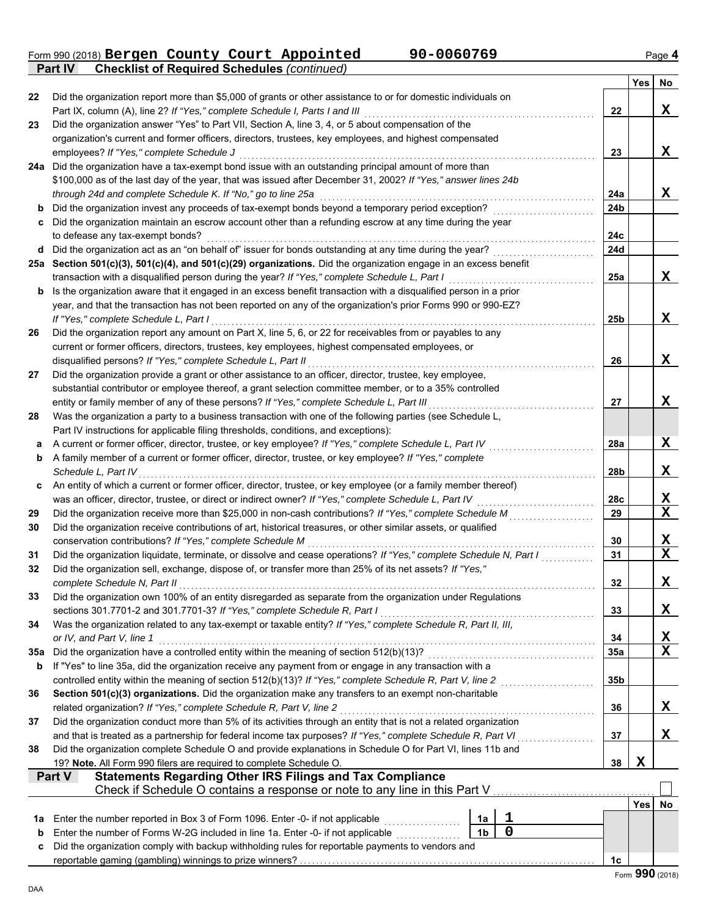Form 990 (2018) **Bergen County Court Appointed** **90-0060769** Page **4**

## Part IV Checklist of Required Schedules *(continued)*

| | | | Yes | No |
|---|---|---|---|---|
| 22 | Did the organization report more than $5,000 of grants or other assistance to or for domestic individuals on Part IX, column (A), line 2? *If "Yes," complete Schedule I, Parts I and III* | 22 | | X |
| 23 | Did the organization answer "Yes" to Part VII, Section A, line 3, 4, or 5 about compensation of the organization's current and former officers, directors, trustees, key employees, and highest compensated employees? *If "Yes," complete Schedule J* | 23 | | X |
| 24a | Did the organization have a tax-exempt bond issue with an outstanding principal amount of more than $100,000 as of the last day of the year, that was issued after December 31, 2002? *If "Yes," answer lines 24b through 24d and complete Schedule K. If "No," go to line 25a* | 24a | | X |
| b | Did the organization invest any proceeds of tax-exempt bonds beyond a temporary period exception? | 24b | | |
| c | Did the organization maintain an escrow account other than a refunding escrow at any time during the year to defease any tax-exempt bonds? | 24c | | |
| d | Did the organization act as an "on behalf of" issuer for bonds outstanding at any time during the year? | 24d | | |
| 25a | **Section 501(c)(3), 501(c)(4), and 501(c)(29) organizations.** Did the organization engage in an excess benefit transaction with a disqualified person during the year? *If "Yes," complete Schedule L, Part I* | 25a | | X |
| b | Is the organization aware that it engaged in an excess benefit transaction with a disqualified person in a prior year, and that the transaction has not been reported on any of the organization's prior Forms 990 or 990-EZ? *If "Yes," complete Schedule L, Part I* | 25b | | X |
| 26 | Did the organization report any amount on Part X, line 5, 6, or 22 for receivables from or payables to any current or former officers, directors, trustees, key employees, highest compensated employees, or disqualified persons? *If "Yes," complete Schedule L, Part II* | 26 | | X |
| 27 | Did the organization provide a grant or other assistance to an officer, director, trustee, key employee, substantial contributor or employee thereof, a grant selection committee member, or to a 35% controlled entity or family member of any of these persons? *If "Yes," complete Schedule L, Part III* | 27 | | X |
| 28 | Was the organization a party to a business transaction with one of the following parties (see Schedule L, Part IV instructions for applicable filing thresholds, conditions, and exceptions): | | | |
| a | A current or former officer, director, trustee, or key employee? *If "Yes," complete Schedule L, Part IV* | 28a | | X |
| b | A family member of a current or former officer, director, trustee, or key employee? *If "Yes," complete Schedule L, Part IV* | 28b | | X |
| c | An entity of which a current or former officer, director, trustee, or key employee (or a family member thereof) was an officer, director, trustee, or direct or indirect owner? *If "Yes," complete Schedule L, Part IV* | 28c | | X |
| 29 | Did the organization receive more than $25,000 in non-cash contributions? *If "Yes," complete Schedule M* | 29 | | X |
| 30 | Did the organization receive contributions of art, historical treasures, or other similar assets, or qualified conservation contributions? *If "Yes," complete Schedule M* | 30 | | X |
| 31 | Did the organization liquidate, terminate, or dissolve and cease operations? *If "Yes," complete Schedule N, Part I* | 31 | | X |
| 32 | Did the organization sell, exchange, dispose of, or transfer more than 25% of its net assets? *If "Yes," complete Schedule N, Part II* | 32 | | X |
| 33 | Did the organization own 100% of an entity disregarded as separate from the organization under Regulations sections 301.7701-2 and 301.7701-3? *If "Yes," complete Schedule R, Part I* | 33 | | X |
| 34 | Was the organization related to any tax-exempt or taxable entity? *If "Yes," complete Schedule R, Part II, III, or IV, and Part V, line 1* | 34 | | X |
| 35a | Did the organization have a controlled entity within the meaning of section 512(b)(13)? | 35a | | X |
| b | If "Yes" to line 35a, did the organization receive any payment from or engage in any transaction with a controlled entity within the meaning of section 512(b)(13)? *If "Yes," complete Schedule R, Part V, line 2* | 35b | | |
| 36 | **Section 501(c)(3) organizations.** Did the organization make any transfers to an exempt non-charitable related organization? *If "Yes," complete Schedule R, Part V, line 2* | 36 | | X |
| 37 | Did the organization conduct more than 5% of its activities through an entity that is not a related organization and that is treated as a partnership for federal income tax purposes? *If "Yes," complete Schedule R, Part VI* | 37 | | X |
| 38 | Did the organization complete Schedule O and provide explanations in Schedule O for Part VI, lines 11b and 19? **Note.** All Form 990 filers are required to complete Schedule O. | 38 | X | |

## Part V Statements Regarding Other IRS Filings and Tax Compliance

Check if Schedule O contains a response or note to any line in this Part V ☐

| | | | | | Yes | No |
|---|---|---|---|---|---|---|
| 1a | Enter the number reported in Box 3 of Form 1096. Enter -0- if not applicable | 1a | 1 | | | |
| b | Enter the number of Forms W-2G included in line 1a. Enter -0- if not applicable | 1b | 0 | | | |
| c | Did the organization comply with backup withholding rules for reportable payments to vendors and reportable gaming (gambling) winnings to prize winners? | | | 1c | | |

Form **990** (2018)

DAA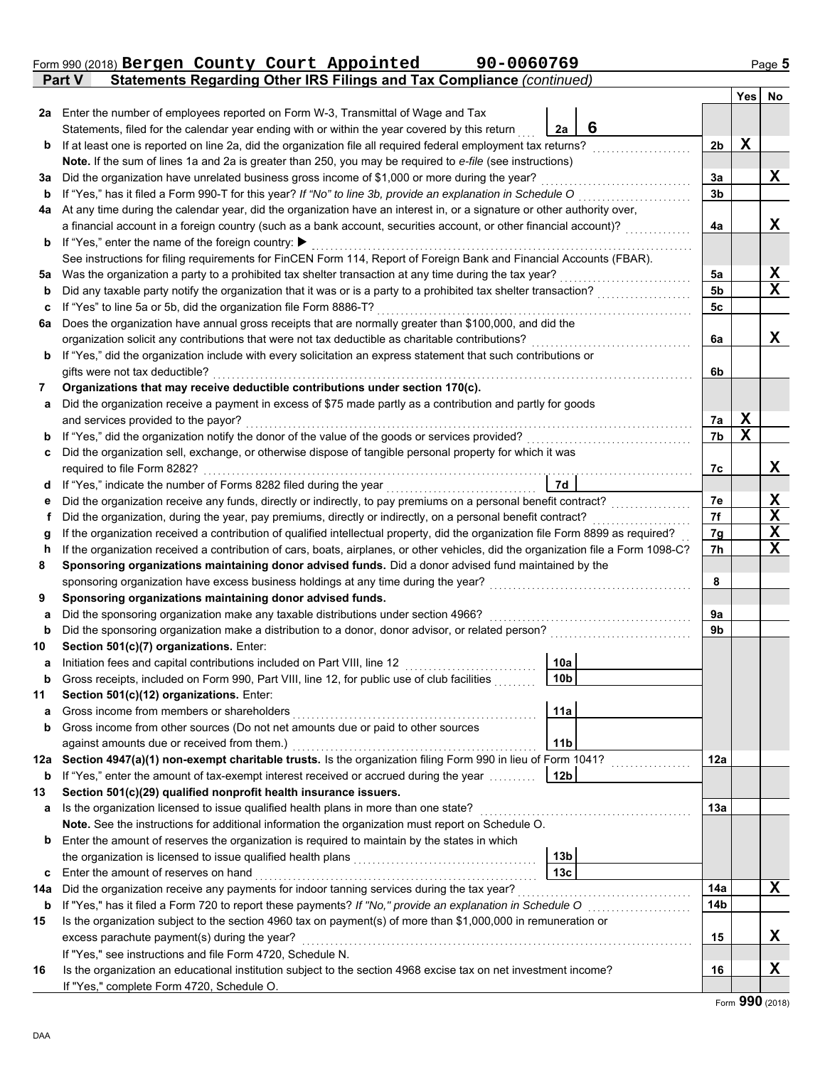Form 990 (2018) **Bergen County Court Appointed** **90-0060769**

**Part V — Statements Regarding Other IRS Filings and Tax Compliance** *(continued)*

| | | | | Yes | No |
|---|---|---|---|---|---|
| **2a** | Enter the number of employees reported on Form W-3, Transmittal of Wage and Tax Statements, filed for the calendar year ending with or within the year covered by this return | 2a: 6 | | | |
| **b** | If at least one is reported on line 2a, did the organization file all required federal employment tax returns? | | 2b | X | |
| | **Note.** If the sum of lines 1a and 2a is greater than 250, you may be required to *e-file* (see instructions) | | | | |
| **3a** | Did the organization have unrelated business gross income of $1,000 or more during the year? | | 3a | | X |
| **b** | If "Yes," has it filed a Form 990-T for this year? *If "No" to line 3b, provide an explanation in Schedule O* | | 3b | | |
| **4a** | At any time during the calendar year, did the organization have an interest in, or a signature or other authority over, a financial account in a foreign country (such as a bank account, securities account, or other financial account)? | | 4a | | X |
| **b** | If "Yes," enter the name of the foreign country: ▶ | | | | |
| | See instructions for filing requirements for FinCEN Form 114, Report of Foreign Bank and Financial Accounts (FBAR). | | | | |
| **5a** | Was the organization a party to a prohibited tax shelter transaction at any time during the tax year? | | 5a | | X |
| **b** | Did any taxable party notify the organization that it was or is a party to a prohibited tax shelter transaction? | | 5b | | X |
| **c** | If "Yes" to line 5a or 5b, did the organization file Form 8886-T? | | 5c | | |
| **6a** | Does the organization have annual gross receipts that are normally greater than $100,000, and did the organization solicit any contributions that were not tax deductible as charitable contributions? | | 6a | | X |
| **b** | If "Yes," did the organization include with every solicitation an express statement that such contributions or gifts were not tax deductible? | | 6b | | |
| **7** | **Organizations that may receive deductible contributions under section 170(c).** | | | | |
| **a** | Did the organization receive a payment in excess of $75 made partly as a contribution and partly for goods and services provided to the payor? | | 7a | X | |
| **b** | If "Yes," did the organization notify the donor of the value of the goods or services provided? | | 7b | X | |
| **c** | Did the organization sell, exchange, or otherwise dispose of tangible personal property for which it was required to file Form 8282? | | 7c | | X |
| **d** | If "Yes," indicate the number of Forms 8282 filed during the year | 7d | | | |
| **e** | Did the organization receive any funds, directly or indirectly, to pay premiums on a personal benefit contract? | | 7e | | X |
| **f** | Did the organization, during the year, pay premiums, directly or indirectly, on a personal benefit contract? | | 7f | | X |
| **g** | If the organization received a contribution of qualified intellectual property, did the organization file Form 8899 as required? | | 7g | | X |
| **h** | If the organization received a contribution of cars, boats, airplanes, or other vehicles, did the organization file a Form 1098-C? | | 7h | | X |
| **8** | **Sponsoring organizations maintaining donor advised funds.** Did a donor advised fund maintained by the sponsoring organization have excess business holdings at any time during the year? | | 8 | | |
| **9** | **Sponsoring organizations maintaining donor advised funds.** | | | | |
| **a** | Did the sponsoring organization make any taxable distributions under section 4966? | | 9a | | |
| **b** | Did the sponsoring organization make a distribution to a donor, donor advisor, or related person? | | 9b | | |
| **10** | **Section 501(c)(7) organizations.** Enter: | | | | |
| **a** | Initiation fees and capital contributions included on Part VIII, line 12 | 10a | | | |
| **b** | Gross receipts, included on Form 990, Part VIII, line 12, for public use of club facilities | 10b | | | |
| **11** | **Section 501(c)(12) organizations.** Enter: | | | | |
| **a** | Gross income from members or shareholders | 11a | | | |
| **b** | Gross income from other sources (Do not net amounts due or paid to other sources against amounts due or received from them.) | 11b | | | |
| **12a** | **Section 4947(a)(1) non-exempt charitable trusts.** Is the organization filing Form 990 in lieu of Form 1041? | | 12a | | |
| **b** | If "Yes," enter the amount of tax-exempt interest received or accrued during the year | 12b | | | |
| **13** | **Section 501(c)(29) qualified nonprofit health insurance issuers.** | | | | |
| **a** | Is the organization licensed to issue qualified health plans in more than one state? | | 13a | | |
| | **Note.** See the instructions for additional information the organization must report on Schedule O. | | | | |
| **b** | Enter the amount of reserves the organization is required to maintain by the states in which the organization is licensed to issue qualified health plans | 13b | | | |
| **c** | Enter the amount of reserves on hand | 13c | | | |
| **14a** | Did the organization receive any payments for indoor tanning services during the tax year? | | 14a | | X |
| **b** | If "Yes," has it filed a Form 720 to report these payments? *If "No," provide an explanation in Schedule O* | | 14b | | |
| **15** | Is the organization subject to the section 4960 tax on payment(s) of more than $1,000,000 in remuneration or excess parachute payment(s) during the year? | | 15 | | X |
| | If "Yes," see instructions and file Form 4720, Schedule N. | | | | |
| **16** | Is the organization an educational institution subject to the section 4968 excise tax on net investment income? | | 16 | | X |
| | If "Yes," complete Form 4720, Schedule O. | | | | |

Form **990** (2018)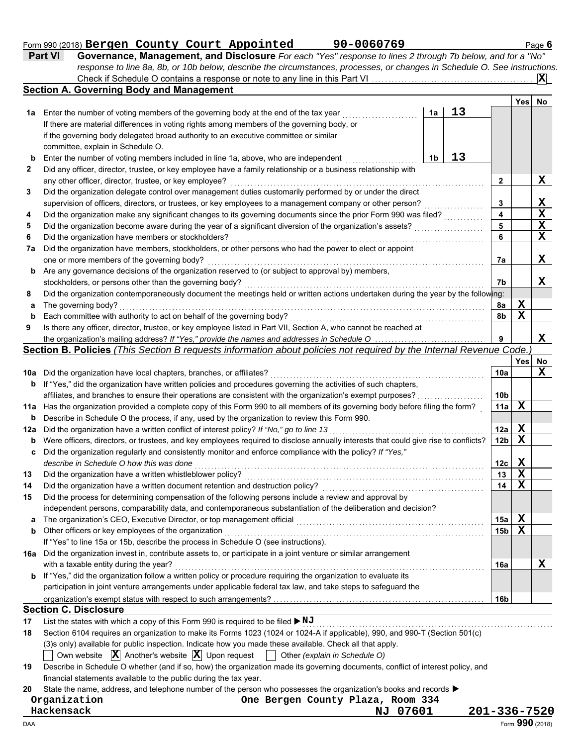Form 990 (2018) **Bergen County Court Appointed** **90-0060769** Page **6**

## Part VI Governance, Management, and Disclosure

*For each "Yes" response to lines 2 through 7b below, and for a "No" response to line 8a, 8b, or 10b below, describe the circumstances, processes, or changes in Schedule O. See instructions.*

Check if Schedule O contains a response or note to any line in this Part VI .......... **X**

### Section A. Governing Body and Management

| | | | | | Yes | No |
|---|---|---|---|---|---|---|
| **1a** | Enter the number of voting members of the governing body at the end of the tax year ... If there are material differences in voting rights among members of the governing body, or if the governing body delegated broad authority to an executive committee or similar committee, explain in Schedule O. | 1a | 13 | | | |
| **b** | Enter the number of voting members included in line 1a, above, who are independent ... | 1b | 13 | | | |
| **2** | Did any officer, director, trustee, or key employee have a family relationship or a business relationship with any other officer, director, trustee, or key employee? | | | 2 | | X |
| **3** | Did the organization delegate control over management duties customarily performed by or under the direct supervision of officers, directors, or trustees, or key employees to a management company or other person? | | | 3 | | X |
| **4** | Did the organization make any significant changes to its governing documents since the prior Form 990 was filed? | | | 4 | | X |
| **5** | Did the organization become aware during the year of a significant diversion of the organization's assets? | | | 5 | | X |
| **6** | Did the organization have members or stockholders? | | | 6 | | X |
| **7a** | Did the organization have members, stockholders, or other persons who had the power to elect or appoint one or more members of the governing body? | | | 7a | | X |
| **b** | Are any governance decisions of the organization reserved to (or subject to approval by) members, stockholders, or persons other than the governing body? | | | 7b | | X |
| **8** | Did the organization contemporaneously document the meetings held or written actions undertaken during the year by the following: | | | | | |
| **a** | The governing body? | | | 8a | X | |
| **b** | Each committee with authority to act on behalf of the governing body? | | | 8b | X | |
| **9** | Is there any officer, director, trustee, or key employee listed in Part VII, Section A, who cannot be reached at the organization's mailing address? *If "Yes," provide the names and addresses in Schedule O* | | | 9 | | X |

### Section B. Policies *(This Section B requests information about policies not required by the Internal Revenue Code.)*

| | | | Yes | No |
|---|---|---|---|---|
| **10a** | Did the organization have local chapters, branches, or affiliates? | 10a | | X |
| **b** | If "Yes," did the organization have written policies and procedures governing the activities of such chapters, affiliates, and branches to ensure their operations are consistent with the organization's exempt purposes? | 10b | | |
| **11a** | Has the organization provided a complete copy of this Form 990 to all members of its governing body before filing the form? | 11a | X | |
| **b** | Describe in Schedule O the process, if any, used by the organization to review this Form 990. | | | |
| **12a** | Did the organization have a written conflict of interest policy? *If "No," go to line 13* | 12a | X | |
| **b** | Were officers, directors, or trustees, and key employees required to disclose annually interests that could give rise to conflicts? | 12b | X | |
| **c** | Did the organization regularly and consistently monitor and enforce compliance with the policy? *If "Yes," describe in Schedule O how this was done* | 12c | X | |
| **13** | Did the organization have a written whistleblower policy? | 13 | X | |
| **14** | Did the organization have a written document retention and destruction policy? | 14 | X | |
| **15** | Did the process for determining compensation of the following persons include a review and approval by independent persons, comparability data, and contemporaneous substantiation of the deliberation and decision? | | | |
| **a** | The organization's CEO, Executive Director, or top management official | 15a | X | |
| **b** | Other officers or key employees of the organization | 15b | X | |
| | If "Yes" to line 15a or 15b, describe the process in Schedule O (see instructions). | | | |
| **16a** | Did the organization invest in, contribute assets to, or participate in a joint venture or similar arrangement with a taxable entity during the year? | 16a | | X |
| **b** | If "Yes," did the organization follow a written policy or procedure requiring the organization to evaluate its participation in joint venture arrangements under applicable federal tax law, and take steps to safeguard the organization's exempt status with respect to such arrangements? | 16b | | |

### Section C. Disclosure

**17** List the states with which a copy of this Form 990 is required to be filed ▶ **NJ**

**18** Section 6104 requires an organization to make its Forms 1023 (1024 or 1024-A if applicable), 990, and 990-T (Section 501(c)(3)s only) available for public inspection. Indicate how you made these available. Check all that apply.

☐ Own website **☒** Another's website **☒** Upon request ☐ Other *(explain in Schedule O)*

**19** Describe in Schedule O whether (and if so, how) the organization made its governing documents, conflict of interest policy, and financial statements available to the public during the tax year.

**20** State the name, address, and telephone number of the person who possesses the organization's books and records ▶

**Organization** **One Bergen County Plaza, Room 334**
**Hackensack** **NJ 07601** **201-336-7520**

DAA Form **990** (2018)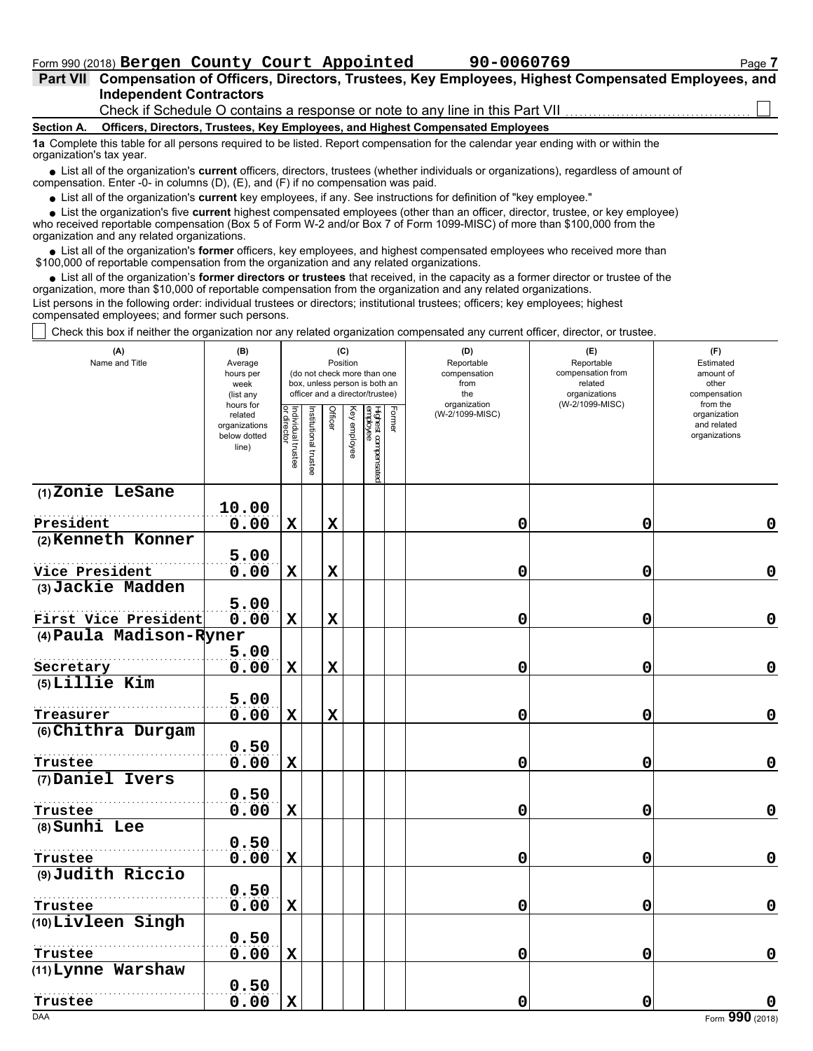Form 990 (2018) **Bergen County Court Appointed** **90-0060769** Page **7**

**Part VII Compensation of Officers, Directors, Trustees, Key Employees, Highest Compensated Employees, and Independent Contractors**

Check if Schedule O contains a response or note to any line in this Part VII ☐

**Section A. Officers, Directors, Trustees, Key Employees, and Highest Compensated Employees**

**1a** Complete this table for all persons required to be listed. Report compensation for the calendar year ending with or within the organization's tax year.

- List all of the organization's **current** officers, directors, trustees (whether individuals or organizations), regardless of amount of compensation. Enter -0- in columns (D), (E), and (F) if no compensation was paid.
- List all of the organization's **current** key employees, if any. See instructions for definition of "key employee."
- List the organization's five **current** highest compensated employees (other than an officer, director, trustee, or key employee) who received reportable compensation (Box 5 of Form W-2 and/or Box 7 of Form 1099-MISC) of more than $100,000 from the organization and any related organizations.
- List all of the organization's **former** officers, key employees, and highest compensated employees who received more than $100,000 of reportable compensation from the organization and any related organizations.
- List all of the organization's **former directors or trustees** that received, in the capacity as a former director or trustee of the organization, more than $10,000 of reportable compensation from the organization and any related organizations.

List persons in the following order: individual trustees or directors; institutional trustees; officers; key employees; highest compensated employees; and former such persons.

☐ Check this box if neither the organization nor any related organization compensated any current officer, director, or trustee.

| (A) Name and Title | (B) Average hours per week (list any hours for related organizations below dotted line) | (C) Position: Individual trustee or director | Institutional trustee | Officer | Key employee | Highest compensated employee | Former | (D) Reportable compensation from the organization (W-2/1099-MISC) | (E) Reportable compensation from related organizations (W-2/1099-MISC) | (F) Estimated amount of other compensation from the organization and related organizations |
|---|---|---|---|---|---|---|---|---|---|---|
| (1) Zonie LeSane<br>President | 10.00<br>0.00 | X | | X | | | | 0 | 0 | 0 |
| (2) Kenneth Konner<br>Vice President | 5.00<br>0.00 | X | | X | | | | 0 | 0 | 0 |
| (3) Jackie Madden<br>First Vice President | 5.00<br>0.00 | X | | X | | | | 0 | 0 | 0 |
| (4) Paula Madison-Ryner<br>Secretary | 5.00<br>0.00 | X | | X | | | | 0 | 0 | 0 |
| (5) Lillie Kim<br>Treasurer | 5.00<br>0.00 | X | | X | | | | 0 | 0 | 0 |
| (6) Chithra Durgam<br>Trustee | 0.50<br>0.00 | X | | | | | | 0 | 0 | 0 |
| (7) Daniel Ivers<br>Trustee | 0.50<br>0.00 | X | | | | | | 0 | 0 | 0 |
| (8) Sunhi Lee<br>Trustee | 0.50<br>0.00 | X | | | | | | 0 | 0 | 0 |
| (9) Judith Riccio<br>Trustee | 0.50<br>0.00 | X | | | | | | 0 | 0 | 0 |
| (10) Livleen Singh<br>Trustee | 0.50<br>0.00 | X | | | | | | 0 | 0 | 0 |
| (11) Lynne Warshaw<br>Trustee | 0.50<br>0.00 | X | | | | | | 0 | 0 | 0 |

DAA Form **990** (2018)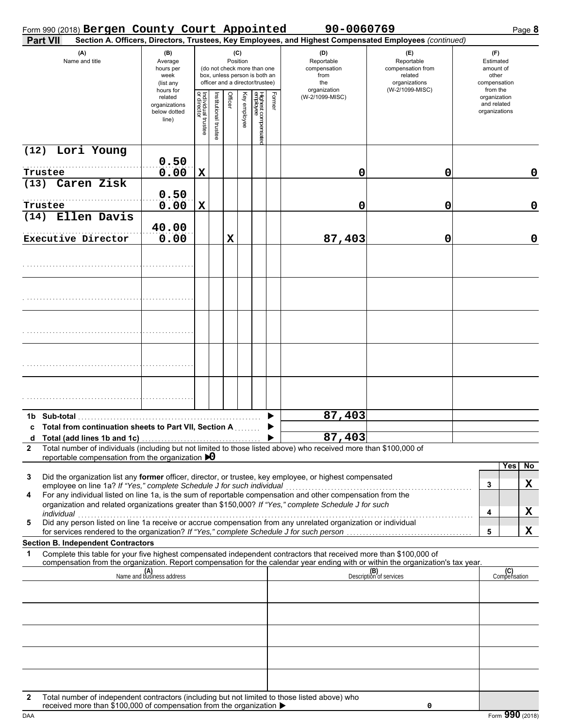Form 990 (2018) **Bergen County Court Appointed** **90-0060769** Page **8**

**Part VII** **Section A. Officers, Directors, Trustees, Key Employees, and Highest Compensated Employees** *(continued)*

| (A) Name and title | (B) Average hours per week (list any hours for related organizations below dotted line) | (C) Position: Individual trustee or director | Institutional trustee | Officer | Key employee | Highest compensated employee | Former | (D) Reportable compensation from the organization (W-2/1099-MISC) | (E) Reportable compensation from related organizations (W-2/1099-MISC) | (F) Estimated amount of other compensation from the organization and related organizations |
|---|---|---|---|---|---|---|---|---|---|---|
| (12) Lori Young<br>Trustee | 0.50<br>0.00 | X | | | | | | 0 | 0 | 0 |
| (13) Caren Zisk<br>Trustee | 0.50<br>0.00 | X | | | | | | 0 | 0 | 0 |
| (14) Ellen Davis<br>Executive Director | 40.00<br>0.00 | | | X | | | | 87,403 | 0 | 0 |
| | | | | | | | | | | |
| | | | | | | | | | | |
| | | | | | | | | | | |
| | | | | | | | | | | |
| | | | | | | | | | | |

| | | (D) | (E) | (F) |
|---|---|---|---|---|
| **1b** | **Sub-total** ▶ | 87,403 | | |
| **c** | **Total from continuation sheets to Part VII, Section A** ▶ | | | |
| **d** | **Total (add lines 1b and 1c)** ▶ | 87,403 | | |

**2** Total number of individuals (including but not limited to those listed above) who received more than $100,000 of reportable compensation from the organization ▶ 0

| | | | Yes | No |
|---|---|---|---|---|
| **3** | Did the organization list any **former** officer, director, or trustee, key employee, or highest compensated employee on line 1a? *If "Yes," complete Schedule J for such individual* | 3 | | X |
| **4** | For any individual listed on line 1a, is the sum of reportable compensation and other compensation from the organization and related organizations greater than $150,000? *If "Yes," complete Schedule J for such individual* | 4 | | X |
| **5** | Did any person listed on line 1a receive or accrue compensation from any unrelated organization or individual for services rendered to the organization? *If "Yes," complete Schedule J for such person* | 5 | | X |

**Section B. Independent Contractors**

**1** Complete this table for your five highest compensated independent contractors that received more than $100,000 of compensation from the organization. Report compensation for the calendar year ending with or within the organization's tax year.

| (A) Name and business address | (B) Description of services | (C) Compensation |
|---|---|---|
| | | |
| | | |
| | | |
| | | |
| | | |

**2** Total number of independent contractors (including but not limited to those listed above) who received more than $100,000 of compensation from the organization ▶ 0

DAA Form **990** (2018)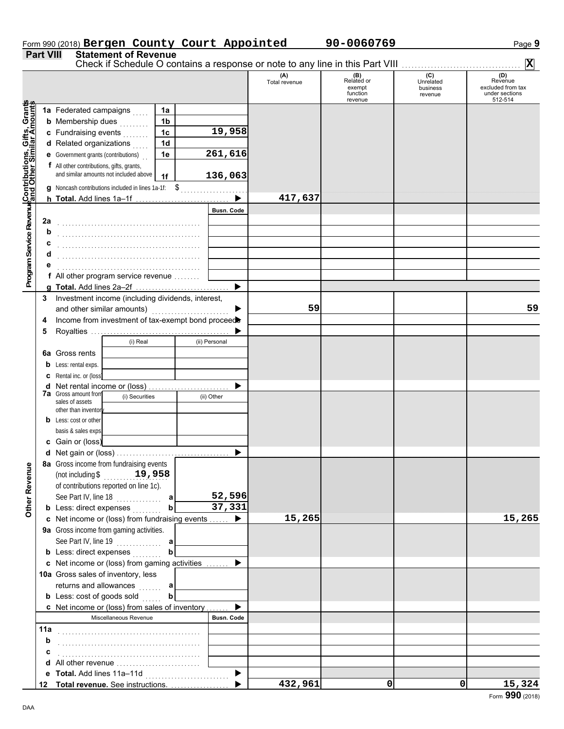Form 990 (2018) **Bergen County Court Appointed** **90-0060769**

## Part VIII Statement of Revenue

Check if Schedule O contains a response or note to any line in this Part VIII .......... **X**

| | | | (A) Total revenue | (B) Related or exempt function revenue | (C) Unrelated business revenue | (D) Revenue excluded from tax under sections 512-514 |
|---|---|---|---|---|---|---|
| **Contributions, Gifts, Grants and Other Similar Amounts** | 1a Federated campaigns | 1a | | | | |
| | b Membership dues | 1b | | | | |
| | c Fundraising events | 1c 19,958 | | | | |
| | d Related organizations | 1d | | | | |
| | e Government grants (contributions) | 1e 261,616 | | | | |
| | f All other contributions, gifts, grants, and similar amounts not included above | 1f 136,063 | | | | |
| | g Noncash contributions included in lines 1a-1f: $ | | | | | |
| | h **Total.** Add lines 1a–1f | ▶ | 417,637 | | | |
| **Program Service Revenue** | | Busn. Code | | | | |
| | 2a | | | | | |
| | b | | | | | |
| | c | | | | | |
| | d | | | | | |
| | e | | | | | |
| | f All other program service revenue | | | | | |
| | g **Total.** Add lines 2a–2f | ▶ | | | | |
| **Other Revenue** | 3 Investment income (including dividends, interest, and other similar amounts) | ▶ | 59 | | | 59 |
| | 4 Income from investment of tax-exempt bond proceeds | ▶ | | | | |
| | 5 Royalties | ▶ | | | | |
| | | (i) Real / (ii) Personal | | | | |
| | 6a Gross rents | | | | | |
| | b Less: rental exps. | | | | | |
| | c Rental inc. or (loss) | | | | | |
| | d Net rental income or (loss) | ▶ | | | | |
| | 7a Gross amount from sales of assets other than inventory | (i) Securities / (ii) Other | | | | |
| | b Less: cost or other basis & sales exps. | | | | | |
| | c Gain or (loss) | | | | | |
| | d Net gain or (loss) | ▶ | | | | |
| | 8a Gross income from fundraising events (not including $ 19,958 of contributions reported on line 1c). See Part IV, line 18 | a 52,596 | | | | |
| | b Less: direct expenses | b 37,331 | | | | |
| | c Net income or (loss) from fundraising events | ▶ | 15,265 | | | 15,265 |
| | 9a Gross income from gaming activities. See Part IV, line 19 | a | | | | |
| | b Less: direct expenses | b | | | | |
| | c Net income or (loss) from gaming activities | ▶ | | | | |
| | 10a Gross sales of inventory, less returns and allowances | a | | | | |
| | b Less: cost of goods sold | b | | | | |
| | c Net income or (loss) from sales of inventory | ▶ | | | | |
| | Miscellaneous Revenue | Busn. Code | | | | |
| | 11a | | | | | |
| | b | | | | | |
| | c | | | | | |
| | d All other revenue | | | | | |
| | e **Total.** Add lines 11a–11d | ▶ | | | | |
| | 12 **Total revenue.** See instructions. | ▶ | 432,961 | 0 | 0 | 15,324 |

Form **990** (2018)

DAA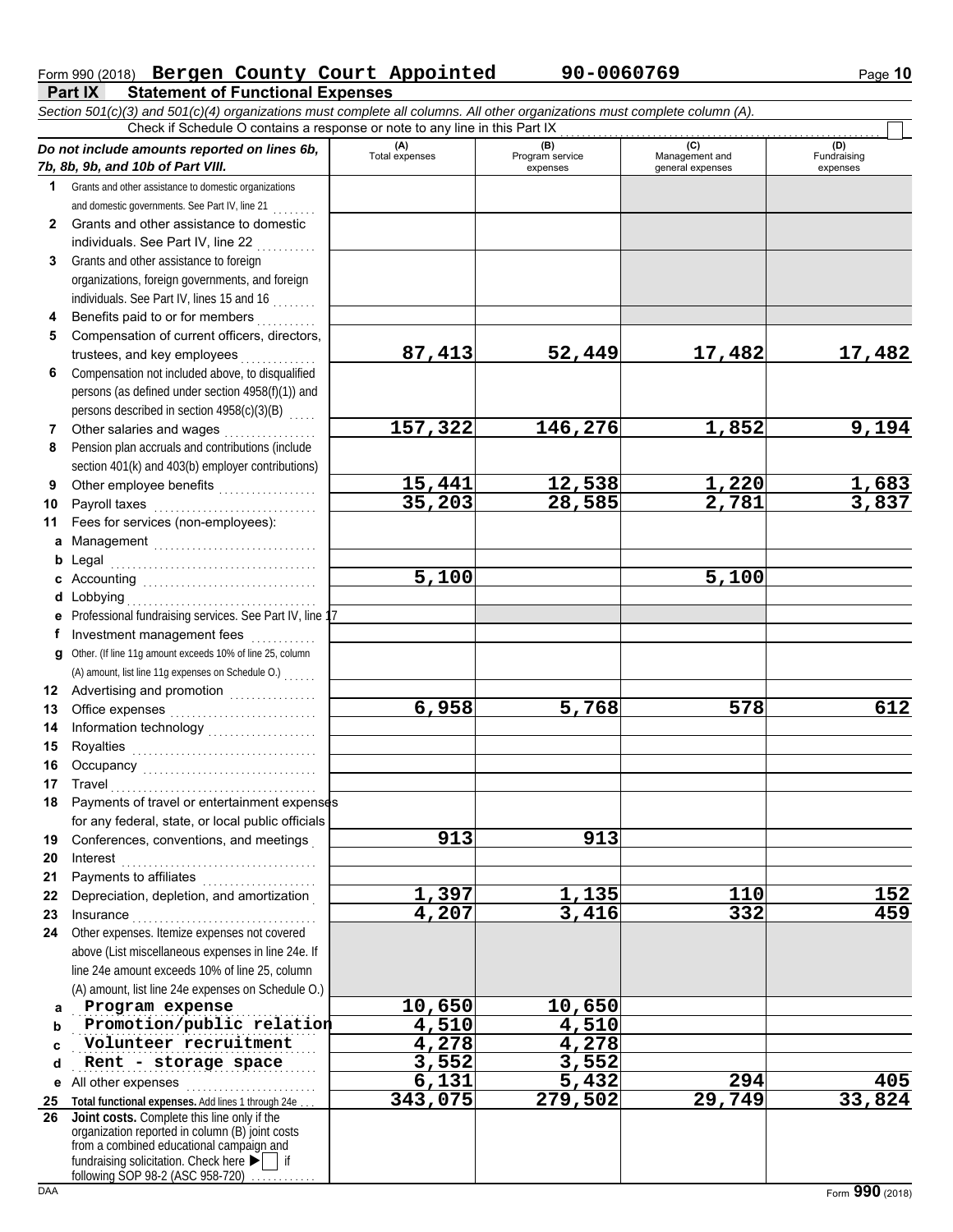Form 990 (2018) **Bergen County Court Appointed** **90-0060769** Page **10**

**Part IX Statement of Functional Expenses**

*Section 501(c)(3) and 501(c)(4) organizations must complete all columns. All other organizations must complete column (A).*

Check if Schedule O contains a response or note to any line in this Part IX

| *Do not include amounts reported on lines 6b, 7b, 8b, 9b, and 10b of Part VIII.* | (A) Total expenses | (B) Program service expenses | (C) Management and general expenses | (D) Fundraising expenses |
|---|---|---|---|---|
| **1** Grants and other assistance to domestic organizations and domestic governments. See Part IV, line 21 | | | | |
| **2** Grants and other assistance to domestic individuals. See Part IV, line 22 | | | | |
| **3** Grants and other assistance to foreign organizations, foreign governments, and foreign individuals. See Part IV, lines 15 and 16 | | | | |
| **4** Benefits paid to or for members | | | | |
| **5** Compensation of current officers, directors, trustees, and key employees | 87,413 | 52,449 | 17,482 | 17,482 |
| **6** Compensation not included above, to disqualified persons (as defined under section 4958(f)(1)) and persons described in section 4958(c)(3)(B) | | | | |
| **7** Other salaries and wages | 157,322 | 146,276 | 1,852 | 9,194 |
| **8** Pension plan accruals and contributions (include section 401(k) and 403(b) employer contributions) | | | | |
| **9** Other employee benefits | 15,441 | 12,538 | 1,220 | 1,683 |
| **10** Payroll taxes | 35,203 | 28,585 | 2,781 | 3,837 |
| **11** Fees for services (non-employees): | | | | |
| **a** Management | | | | |
| **b** Legal | | | | |
| **c** Accounting | 5,100 | | 5,100 | |
| **d** Lobbying | | | | |
| **e** Professional fundraising services. See Part IV, line 17 | | | | |
| **f** Investment management fees | | | | |
| **g** Other. (If line 11g amount exceeds 10% of line 25, column (A) amount, list line 11g expenses on Schedule O.) | | | | |
| **12** Advertising and promotion | | | | |
| **13** Office expenses | 6,958 | 5,768 | 578 | 612 |
| **14** Information technology | | | | |
| **15** Royalties | | | | |
| **16** Occupancy | | | | |
| **17** Travel | | | | |
| **18** Payments of travel or entertainment expenses for any federal, state, or local public officials | | | | |
| **19** Conferences, conventions, and meetings | 913 | 913 | | |
| **20** Interest | | | | |
| **21** Payments to affiliates | | | | |
| **22** Depreciation, depletion, and amortization | 1,397 | 1,135 | 110 | 152 |
| **23** Insurance | 4,207 | 3,416 | 332 | 459 |
| **24** Other expenses. Itemize expenses not covered above (List miscellaneous expenses in line 24e. If line 24e amount exceeds 10% of line 25, column (A) amount, list line 24e expenses on Schedule O.) | | | | |
| **a** Program expense | 10,650 | 10,650 | | |
| **b** Promotion/public relation | 4,510 | 4,510 | | |
| **c** Volunteer recruitment | 4,278 | 4,278 | | |
| **d** Rent - storage space | 3,552 | 3,552 | | |
| **e** All other expenses | 6,131 | 5,432 | 294 | 405 |
| **25 Total functional expenses.** Add lines 1 through 24e | 343,075 | 279,502 | 29,749 | 33,824 |
| **26 Joint costs.** Complete this line only if the organization reported in column (B) joint costs from a combined educational campaign and fundraising solicitation. Check here ▶ ☐ if following SOP 98-2 (ASC 958-720) | | | | |

DAA Form **990** (2018)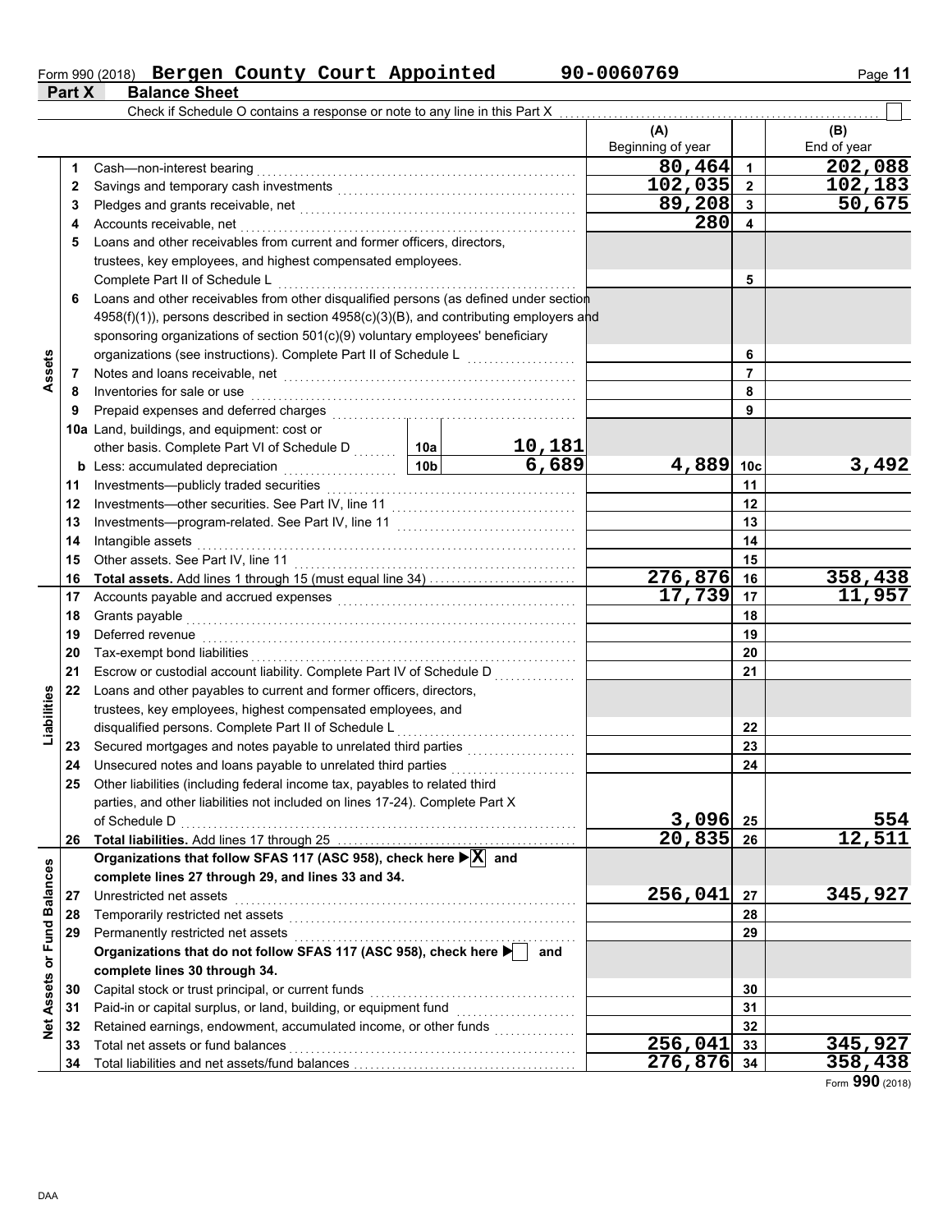Form 990 (2018) **Bergen County Court Appointed** **90-0060769**

## Part X Balance Sheet

Check if Schedule O contains a response or note to any line in this Part X . . . ☐

| | | | | (A) Beginning of year | | (B) End of year |
|---|---|---|---|---|---|---|
| **Assets** | 1 | Cash—non-interest bearing | | 80,464 | 1 | 202,088 |
| | 2 | Savings and temporary cash investments | | 102,035 | 2 | 102,183 |
| | 3 | Pledges and grants receivable, net | | 89,208 | 3 | 50,675 |
| | 4 | Accounts receivable, net | | 280 | 4 | |
| | 5 | Loans and other receivables from current and former officers, directors, trustees, key employees, and highest compensated employees. Complete Part II of Schedule L | | | 5 | |
| | 6 | Loans and other receivables from other disqualified persons (as defined under section 4958(f)(1)), persons described in section 4958(c)(3)(B), and contributing employers and sponsoring organizations of section 501(c)(9) voluntary employees' beneficiary organizations (see instructions). Complete Part II of Schedule L | | | 6 | |
| | 7 | Notes and loans receivable, net | | | 7 | |
| | 8 | Inventories for sale or use | | | 8 | |
| | 9 | Prepaid expenses and deferred charges | | | 9 | |
| | 10a | Land, buildings, and equipment: cost or other basis. Complete Part VI of Schedule D | 10a 10,181 | | | |
| | b | Less: accumulated depreciation | 10b 6,689 | 4,889 | 10c | 3,492 |
| | 11 | Investments—publicly traded securities | | | 11 | |
| | 12 | Investments—other securities. See Part IV, line 11 | | | 12 | |
| | 13 | Investments—program-related. See Part IV, line 11 | | | 13 | |
| | 14 | Intangible assets | | | 14 | |
| | 15 | Other assets. See Part IV, line 11 | | | 15 | |
| | 16 | **Total assets.** Add lines 1 through 15 (must equal line 34) | | 276,876 | 16 | 358,438 |
| **Liabilities** | 17 | Accounts payable and accrued expenses | | 17,739 | 17 | 11,957 |
| | 18 | Grants payable | | | 18 | |
| | 19 | Deferred revenue | | | 19 | |
| | 20 | Tax-exempt bond liabilities | | | 20 | |
| | 21 | Escrow or custodial account liability. Complete Part IV of Schedule D | | | 21 | |
| | 22 | Loans and other payables to current and former officers, directors, trustees, key employees, highest compensated employees, and disqualified persons. Complete Part II of Schedule L | | | 22 | |
| | 23 | Secured mortgages and notes payable to unrelated third parties | | | 23 | |
| | 24 | Unsecured notes and loans payable to unrelated third parties | | | 24 | |
| | 25 | Other liabilities (including federal income tax, payables to related third parties, and other liabilities not included on lines 17-24). Complete Part X of Schedule D | | 3,096 | 25 | 554 |
| | 26 | **Total liabilities.** Add lines 17 through 25 | | 20,835 | 26 | 12,511 |
| **Net Assets or Fund Balances** | | **Organizations that follow SFAS 117 (ASC 958), check here ☒ and complete lines 27 through 29, and lines 33 and 34.** | | | | |
| | 27 | Unrestricted net assets | | 256,041 | 27 | 345,927 |
| | 28 | Temporarily restricted net assets | | | 28 | |
| | 29 | Permanently restricted net assets | | | 29 | |
| | | **Organizations that do not follow SFAS 117 (ASC 958), check here ☐ and complete lines 30 through 34.** | | | | |
| | 30 | Capital stock or trust principal, or current funds | | | 30 | |
| | 31 | Paid-in or capital surplus, or land, building, or equipment fund | | | 31 | |
| | 32 | Retained earnings, endowment, accumulated income, or other funds | | | 32 | |
| | 33 | Total net assets or fund balances | | 256,041 | 33 | 345,927 |
| | 34 | Total liabilities and net assets/fund balances | | 276,876 | 34 | 358,438 |

Form **990** (2018)

DAA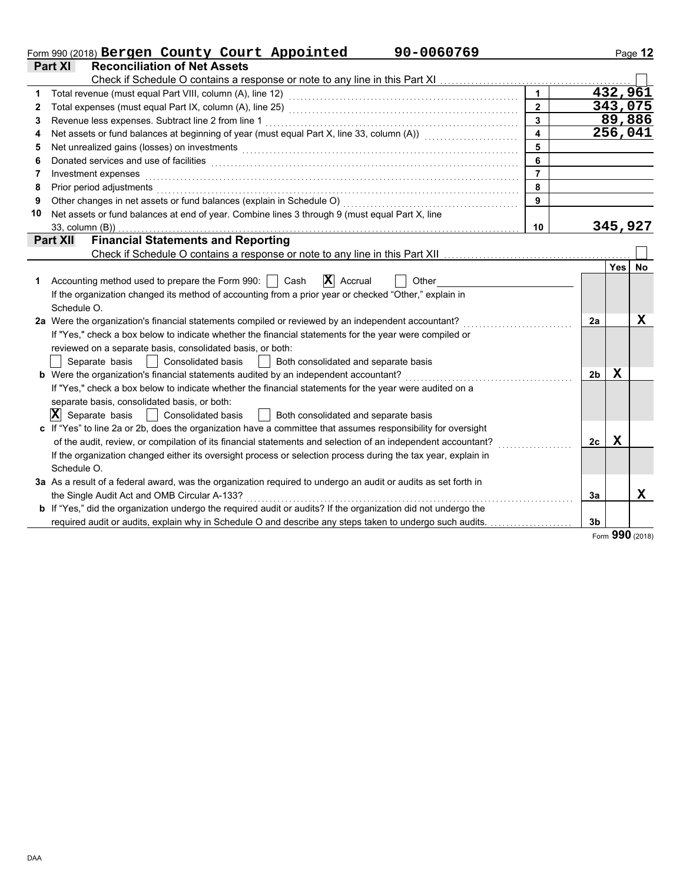Form 990 (2018) **Bergen County Court Appointed** **90-0060769**

## Part XI Reconciliation of Net Assets

Check if Schedule O contains a response or note to any line in this Part XI ☐

| | | Line | Amount |
|---|---|---|---|
| 1 | Total revenue (must equal Part VIII, column (A), line 12) | 1 | 432,961 |
| 2 | Total expenses (must equal Part IX, column (A), line 25) | 2 | 343,075 |
| 3 | Revenue less expenses. Subtract line 2 from line 1 | 3 | 89,886 |
| 4 | Net assets or fund balances at beginning of year (must equal Part X, line 33, column (A)) | 4 | 256,041 |
| 5 | Net unrealized gains (losses) on investments | 5 | |
| 6 | Donated services and use of facilities | 6 | |
| 7 | Investment expenses | 7 | |
| 8 | Prior period adjustments | 8 | |
| 9 | Other changes in net assets or fund balances (explain in Schedule O) | 9 | |
| 10 | Net assets or fund balances at end of year. Combine lines 3 through 9 (must equal Part X, line 33, column (B)) | 10 | 345,927 |

## Part XII Financial Statements and Reporting

Check if Schedule O contains a response or note to any line in this Part XII ☐

| | | Line | Yes | No |
|---|---|---|---|---|
| 1 | Accounting method used to prepare the Form 990: ☐ Cash ☒ Accrual ☐ Other<br>If the organization changed its method of accounting from a prior year or checked "Other," explain in Schedule O. | | | |
| 2a | Were the organization's financial statements compiled or reviewed by an independent accountant?<br>If "Yes," check a box below to indicate whether the financial statements for the year were compiled or reviewed on a separate basis, consolidated basis, or both:<br>☐ Separate basis ☐ Consolidated basis ☐ Both consolidated and separate basis | 2a | | X |
| b | Were the organization's financial statements audited by an independent accountant?<br>If "Yes," check a box below to indicate whether the financial statements for the year were audited on a separate basis, consolidated basis, or both:<br>☒ Separate basis ☐ Consolidated basis ☐ Both consolidated and separate basis | 2b | X | |
| c | If "Yes" to line 2a or 2b, does the organization have a committee that assumes responsibility for oversight of the audit, review, or compilation of its financial statements and selection of an independent accountant?<br>If the organization changed either its oversight process or selection process during the tax year, explain in Schedule O. | 2c | X | |
| 3a | As a result of a federal award, was the organization required to undergo an audit or audits as set forth in the Single Audit Act and OMB Circular A-133? | 3a | | X |
| b | If "Yes," did the organization undergo the required audit or audits? If the organization did not undergo the required audit or audits, explain why in Schedule O and describe any steps taken to undergo such audits. | 3b | | |

Form **990** (2018)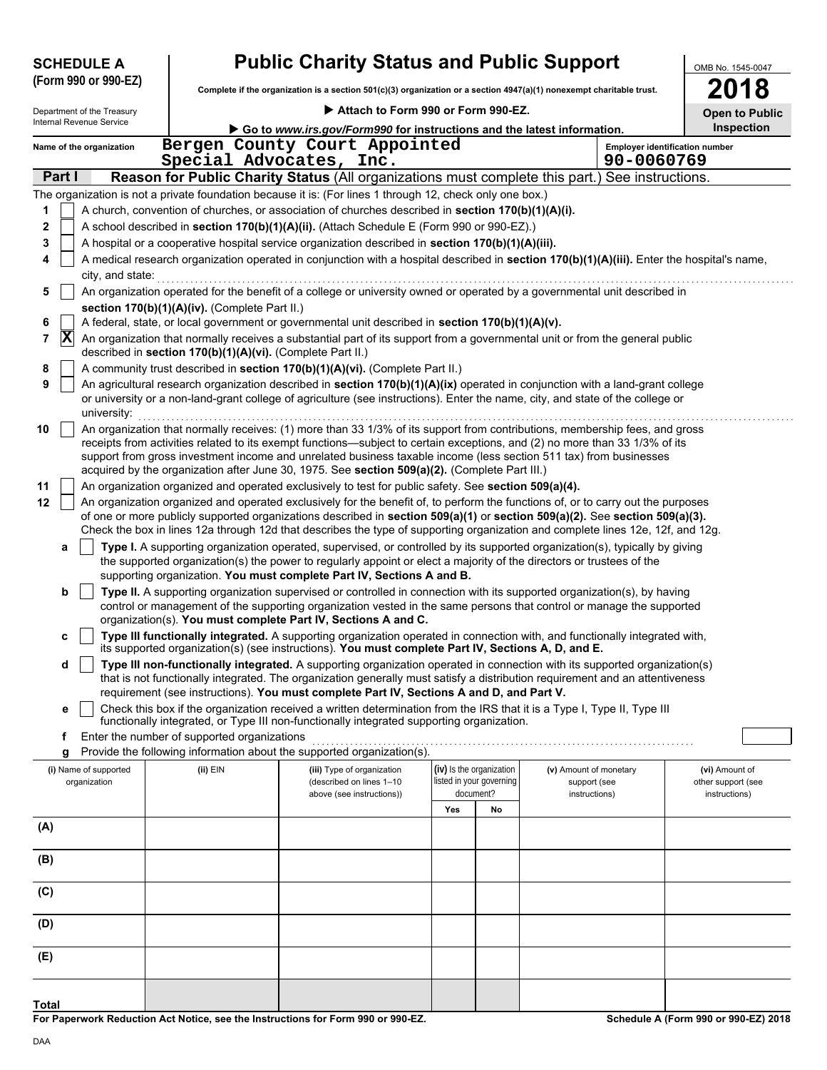**SCHEDULE A (Form 990 or 990-EZ)**

Department of the Treasury
Internal Revenue Service

# Public Charity Status and Public Support

**Complete if the organization is a section 501(c)(3) organization or a section 4947(a)(1) nonexempt charitable trust.**

▶ **Attach to Form 990 or Form 990-EZ.**

▶ **Go to *www.irs.gov/Form990* for instructions and the latest information.**

OMB No. 1545-0047

**2018**

**Open to Public Inspection**

Name of the organization: Bergen County Court Appointed Special Advocates, Inc.

Employer identification number: 90-0060769

## Part I — Reason for Public Charity Status (All organizations must complete this part.) See instructions.

The organization is not a private foundation because it is: (For lines 1 through 12, check only one box.)

1. [ ] A church, convention of churches, or association of churches described in **section 170(b)(1)(A)(i).**
2. [ ] A school described in **section 170(b)(1)(A)(ii).** (Attach Schedule E (Form 990 or 990-EZ).)
3. [ ] A hospital or a cooperative hospital service organization described in **section 170(b)(1)(A)(iii).**
4. [ ] A medical research organization operated in conjunction with a hospital described in **section 170(b)(1)(A)(iii).** Enter the hospital's name, city, and state:
5. [ ] An organization operated for the benefit of a college or university owned or operated by a governmental unit described in **section 170(b)(1)(A)(iv).** (Complete Part II.)
6. [ ] A federal, state, or local government or governmental unit described in **section 170(b)(1)(A)(v).**
7. [X] An organization that normally receives a substantial part of its support from a governmental unit or from the general public described in **section 170(b)(1)(A)(vi).** (Complete Part II.)
8. [ ] A community trust described in **section 170(b)(1)(A)(vi).** (Complete Part II.)
9. [ ] An agricultural research organization described in **section 170(b)(1)(A)(ix)** operated in conjunction with a land-grant college or university or a non-land-grant college of agriculture (see instructions). Enter the name, city, and state of the college or university:
10. [ ] An organization that normally receives: (1) more than 33 1/3% of its support from contributions, membership fees, and gross receipts from activities related to its exempt functions—subject to certain exceptions, and (2) no more than 33 1/3% of its support from gross investment income and unrelated business taxable income (less section 511 tax) from businesses acquired by the organization after June 30, 1975. See **section 509(a)(2).** (Complete Part III.)
11. [ ] An organization organized and operated exclusively to test for public safety. See **section 509(a)(4).**
12. [ ] An organization organized and operated exclusively for the benefit of, to perform the functions of, or to carry out the purposes of one or more publicly supported organizations described in **section 509(a)(1)** or **section 509(a)(2).** See **section 509(a)(3).** Check the box in lines 12a through 12d that describes the type of supporting organization and complete lines 12e, 12f, and 12g.
   - **a** [ ] **Type I.** A supporting organization operated, supervised, or controlled by its supported organization(s), typically by giving the supported organization(s) the power to regularly appoint or elect a majority of the directors or trustees of the supporting organization. **You must complete Part IV, Sections A and B.**
   - **b** [ ] **Type II.** A supporting organization supervised or controlled in connection with its supported organization(s), by having control or management of the supporting organization vested in the same persons that control or manage the supported organization(s). **You must complete Part IV, Sections A and C.**
   - **c** [ ] **Type III functionally integrated.** A supporting organization operated in connection with, and functionally integrated with, its supported organization(s) (see instructions). **You must complete Part IV, Sections A, D, and E.**
   - **d** [ ] **Type III non-functionally integrated.** A supporting organization operated in connection with its supported organization(s) that is not functionally integrated. The organization generally must satisfy a distribution requirement and an attentiveness requirement (see instructions). **You must complete Part IV, Sections A and D, and Part V.**
   - **e** [ ] Check this box if the organization received a written determination from the IRS that it is a Type I, Type II, Type III functionally integrated, or Type III non-functionally integrated supporting organization.
   - **f** Enter the number of supported organizations
   - **g** Provide the following information about the supported organization(s).

| (i) Name of supported organization | (ii) EIN | (iii) Type of organization (described on lines 1–10 above (see instructions)) | (iv) Is the organization listed in your governing document? Yes | No | (v) Amount of monetary support (see instructions) | (vi) Amount of other support (see instructions) |
|---|---|---|---|---|---|---|
| (A) | | | | | | |
| (B) | | | | | | |
| (C) | | | | | | |
| (D) | | | | | | |
| (E) | | | | | | |
| **Total** | | | | | | |

**For Paperwork Reduction Act Notice, see the Instructions for Form 990 or 990-EZ.**

**Schedule A (Form 990 or 990-EZ) 2018**

DAA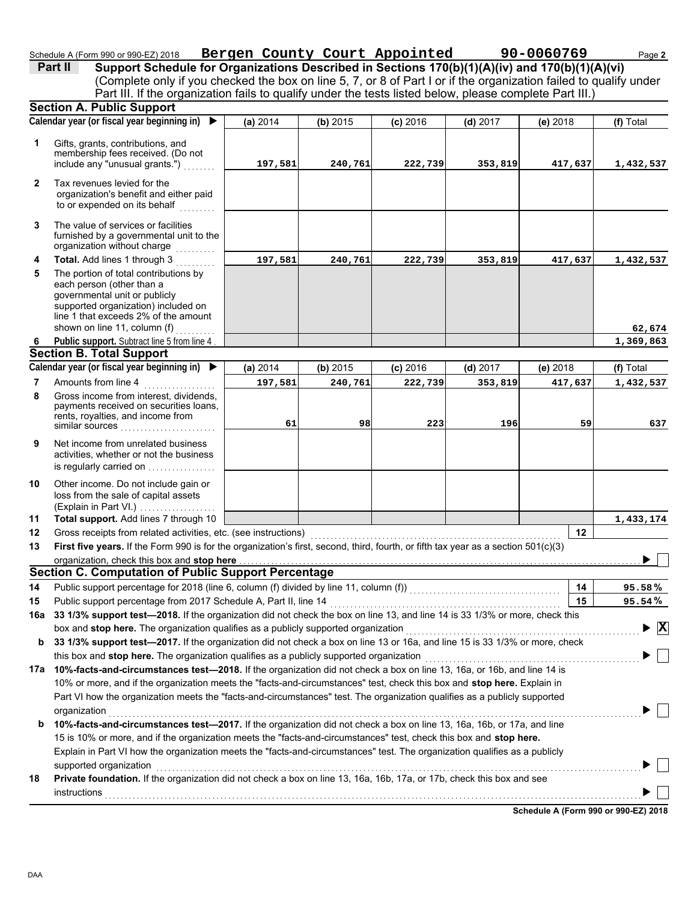Schedule A (Form 990 or 990-EZ) 2018 **Bergen County Court Appointed** **90-0060769** Page **2**

## Part II Support Schedule for Organizations Described in Sections 170(b)(1)(A)(iv) and 170(b)(1)(A)(vi)

(Complete only if you checked the box on line 5, 7, or 8 of Part I or if the organization failed to qualify under Part III. If the organization fails to qualify under the tests listed below, please complete Part III.)

### Section A. Public Support

| | Calendar year (or fiscal year beginning in) ▶ | (a) 2014 | (b) 2015 | (c) 2016 | (d) 2017 | (e) 2018 | (f) Total |
|---|---|---|---|---|---|---|---|
| **1** | Gifts, grants, contributions, and membership fees received. (Do not include any "unusual grants.") | 197,581 | 240,761 | 222,739 | 353,819 | 417,637 | 1,432,537 |
| **2** | Tax revenues levied for the organization's benefit and either paid to or expended on its behalf | | | | | | |
| **3** | The value of services or facilities furnished by a governmental unit to the organization without charge | | | | | | |
| **4** | **Total.** Add lines 1 through 3 | 197,581 | 240,761 | 222,739 | 353,819 | 417,637 | 1,432,537 |
| **5** | The portion of total contributions by each person (other than a governmental unit or publicly supported organization) included on line 1 that exceeds 2% of the amount shown on line 11, column (f) | | | | | | 62,674 |
| **6** | **Public support.** Subtract line 5 from line 4 | | | | | | 1,369,863 |

### Section B. Total Support

| | Calendar year (or fiscal year beginning in) ▶ | (a) 2014 | (b) 2015 | (c) 2016 | (d) 2017 | (e) 2018 | (f) Total |
|---|---|---|---|---|---|---|---|
| **7** | Amounts from line 4 | 197,581 | 240,761 | 222,739 | 353,819 | 417,637 | 1,432,537 |
| **8** | Gross income from interest, dividends, payments received on securities loans, rents, royalties, and income from similar sources | 61 | 98 | 223 | 196 | 59 | 637 |
| **9** | Net income from unrelated business activities, whether or not the business is regularly carried on | | | | | | |
| **10** | Other income. Do not include gain or loss from the sale of capital assets (Explain in Part VI.) | | | | | | |
| **11** | **Total support.** Add lines 7 through 10 | | | | | | 1,433,174 |

**12** Gross receipts from related activities, etc. (see instructions) **12**

**13** **First five years.** If the Form 990 is for the organization's first, second, third, fourth, or fifth tax year as a section 501(c)(3) organization, check this box and **stop here** ▶ ☐

### Section C. Computation of Public Support Percentage

**14** Public support percentage for 2018 (line 6, column (f) divided by line 11, column (f)) **14** 95.58%

**15** Public support percentage from 2017 Schedule A, Part II, line 14 **15** 95.54%

**16a** **33 1/3% support test—2018.** If the organization did not check the box on line 13, and line 14 is 33 1/3% or more, check this box and **stop here.** The organization qualifies as a publicly supported organization ▶ ☒

**b** **33 1/3% support test—2017.** If the organization did not check a box on line 13 or 16a, and line 15 is 33 1/3% or more, check this box and **stop here.** The organization qualifies as a publicly supported organization ▶ ☐

**17a** **10%-facts-and-circumstances test—2018.** If the organization did not check a box on line 13, 16a, or 16b, and line 14 is 10% or more, and if the organization meets the "facts-and-circumstances" test, check this box and **stop here.** Explain in Part VI how the organization meets the "facts-and-circumstances" test. The organization qualifies as a publicly supported organization ▶ ☐

**b** **10%-facts-and-circumstances test—2017.** If the organization did not check a box on line 13, 16a, 16b, or 17a, and line 15 is 10% or more, and if the organization meets the "facts-and-circumstances" test, check this box and **stop here.** Explain in Part VI how the organization meets the "facts-and-circumstances" test. The organization qualifies as a publicly supported organization ▶ ☐

**18** **Private foundation.** If the organization did not check a box on line 13, 16a, 16b, 17a, or 17b, check this box and see instructions ▶ ☐

**Schedule A (Form 990 or 990-EZ) 2018**

DAA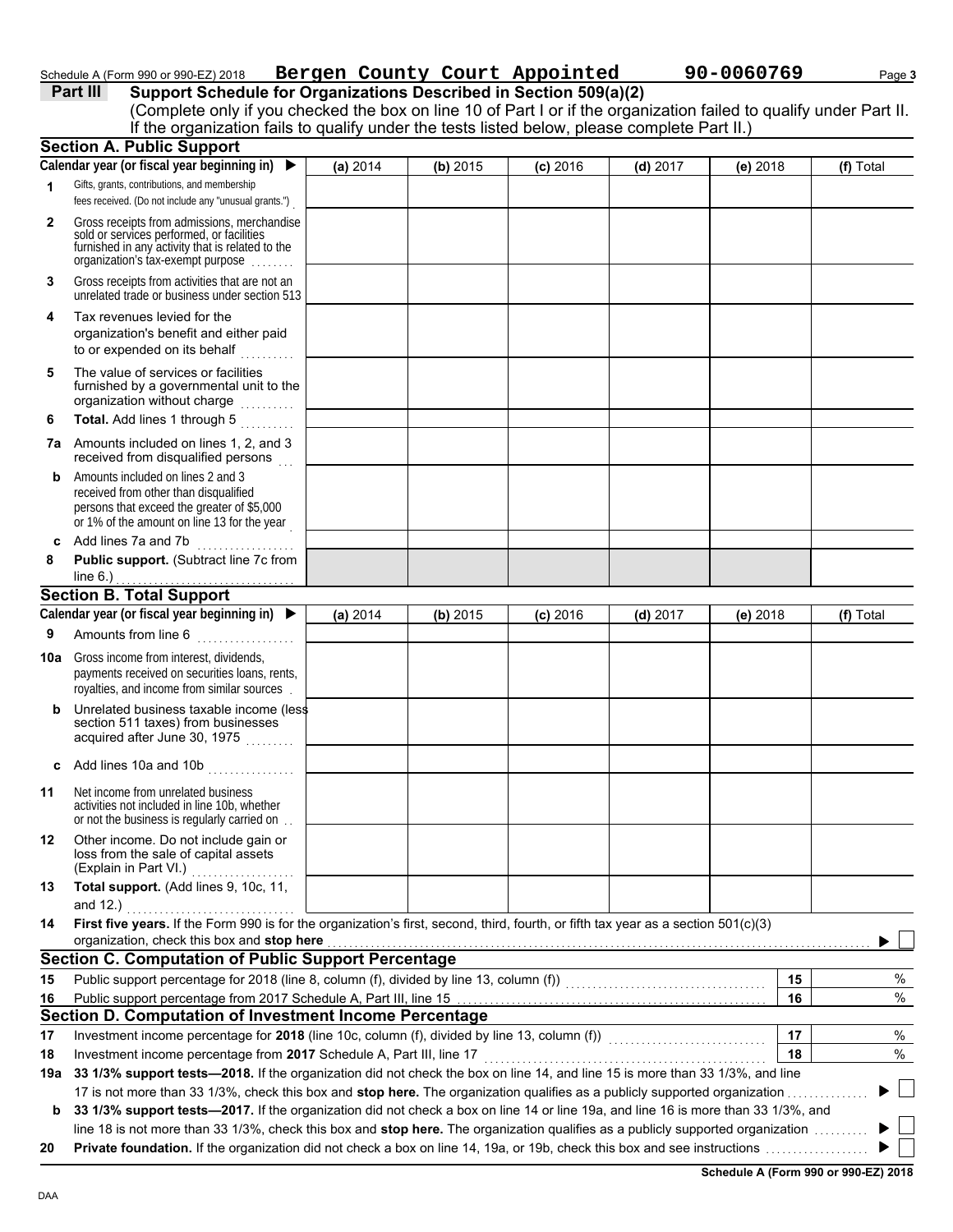Schedule A (Form 990 or 990-EZ) 2018 **Bergen County Court Appointed** **90-0060769**

## Part III Support Schedule for Organizations Described in Section 509(a)(2)

(Complete only if you checked the box on line 10 of Part I or if the organization failed to qualify under Part II. If the organization fails to qualify under the tests listed below, please complete Part II.)

### Section A. Public Support

| Calendar year (or fiscal year beginning in) ▶ | (a) 2014 | (b) 2015 | (c) 2016 | (d) 2017 | (e) 2018 | (f) Total |
|---|---|---|---|---|---|---|
| **1** Gifts, grants, contributions, and membership fees received. (Do not include any "unusual grants.") | | | | | | |
| **2** Gross receipts from admissions, merchandise sold or services performed, or facilities furnished in any activity that is related to the organization's tax-exempt purpose | | | | | | |
| **3** Gross receipts from activities that are not an unrelated trade or business under section 513 | | | | | | |
| **4** Tax revenues levied for the organization's benefit and either paid to or expended on its behalf | | | | | | |
| **5** The value of services or facilities furnished by a governmental unit to the organization without charge | | | | | | |
| **6** **Total.** Add lines 1 through 5 | | | | | | |
| **7a** Amounts included on lines 1, 2, and 3 received from disqualified persons | | | | | | |
| **b** Amounts included on lines 2 and 3 received from other than disqualified persons that exceed the greater of $5,000 or 1% of the amount on line 13 for the year | | | | | | |
| **c** Add lines 7a and 7b | | | | | | |
| **8** **Public support.** (Subtract line 7c from line 6.) | | | | | | |

### Section B. Total Support

| Calendar year (or fiscal year beginning in) ▶ | (a) 2014 | (b) 2015 | (c) 2016 | (d) 2017 | (e) 2018 | (f) Total |
|---|---|---|---|---|---|---|
| **9** Amounts from line 6 | | | | | | |
| **10a** Gross income from interest, dividends, payments received on securities loans, rents, royalties, and income from similar sources | | | | | | |
| **b** Unrelated business taxable income (less section 511 taxes) from businesses acquired after June 30, 1975 | | | | | | |
| **c** Add lines 10a and 10b | | | | | | |
| **11** Net income from unrelated business activities not included in line 10b, whether or not the business is regularly carried on | | | | | | |
| **12** Other income. Do not include gain or loss from the sale of capital assets (Explain in Part VI.) | | | | | | |
| **13** **Total support.** (Add lines 9, 10c, 11, and 12.) | | | | | | |

**14** **First five years.** If the Form 990 is for the organization's first, second, third, fourth, or fifth tax year as a section 501(c)(3) organization, check this box and **stop here** ▶ ☐

### Section C. Computation of Public Support Percentage

| | | | |
|---|---|---|---|
| **15** | Public support percentage for 2018 (line 8, column (f), divided by line 13, column (f)) | 15 | % |
| **16** | Public support percentage from 2017 Schedule A, Part III, line 15 | 16 | % |

### Section D. Computation of Investment Income Percentage

| | | | |
|---|---|---|---|
| **17** | Investment income percentage for **2018** (line 10c, column (f), divided by line 13, column (f)) | 17 | % |
| **18** | Investment income percentage from **2017** Schedule A, Part III, line 17 | 18 | % |

**19a** **33 1/3% support tests—2018.** If the organization did not check the box on line 14, and line 15 is more than 33 1/3%, and line 17 is not more than 33 1/3%, check this box and **stop here.** The organization qualifies as a publicly supported organization ▶ ☐

**b** **33 1/3% support tests—2017.** If the organization did not check a box on line 14 or line 19a, and line 16 is more than 33 1/3%, and line 18 is not more than 33 1/3%, check this box and **stop here.** The organization qualifies as a publicly supported organization ▶ ☐

**20** **Private foundation.** If the organization did not check a box on line 14, 19a, or 19b, check this box and see instructions ▶ ☐

**Schedule A (Form 990 or 990-EZ) 2018**

DAA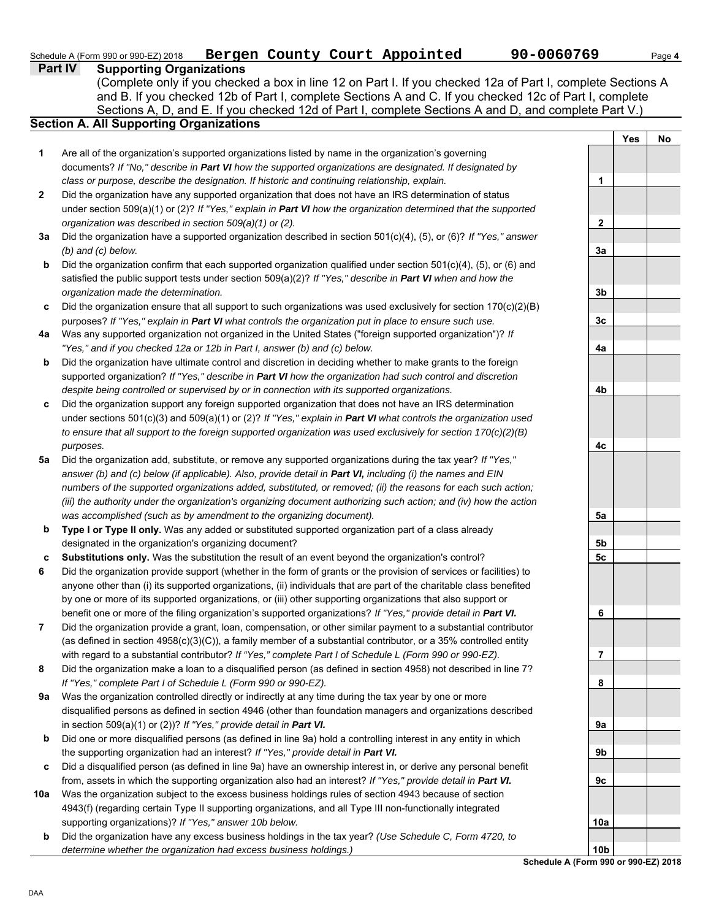Schedule A (Form 990 or 990-EZ) 2018 **Bergen County Court Appointed** **90-0060769**

## Part IV Supporting Organizations

(Complete only if you checked a box in line 12 on Part I. If you checked 12a of Part I, complete Sections A and B. If you checked 12b of Part I, complete Sections A and C. If you checked 12c of Part I, complete Sections A, D, and E. If you checked 12d of Part I, complete Sections A and D, and complete Part V.)

### Section A. All Supporting Organizations

| | | | Yes | No |
|---|---|---|---|---|
| **1** | Are all of the organization's supported organizations listed by name in the organization's governing documents? *If "No," describe in **Part VI** how the supported organizations are designated. If designated by class or purpose, describe the designation. If historic and continuing relationship, explain.* | **1** | | |
| **2** | Did the organization have any supported organization that does not have an IRS determination of status under section 509(a)(1) or (2)? *If "Yes," explain in **Part VI** how the organization determined that the supported organization was described in section 509(a)(1) or (2).* | **2** | | |
| **3a** | Did the organization have a supported organization described in section 501(c)(4), (5), or (6)? *If "Yes," answer (b) and (c) below.* | **3a** | | |
| **b** | Did the organization confirm that each supported organization qualified under section 501(c)(4), (5), or (6) and satisfied the public support tests under section 509(a)(2)? *If "Yes," describe in **Part VI** when and how the organization made the determination.* | **3b** | | |
| **c** | Did the organization ensure that all support to such organizations was used exclusively for section 170(c)(2)(B) purposes? *If "Yes," explain in **Part VI** what controls the organization put in place to ensure such use.* | **3c** | | |
| **4a** | Was any supported organization not organized in the United States ("foreign supported organization")? *If "Yes," and if you checked 12a or 12b in Part I, answer (b) and (c) below.* | **4a** | | |
| **b** | Did the organization have ultimate control and discretion in deciding whether to make grants to the foreign supported organization? *If "Yes," describe in **Part VI** how the organization had such control and discretion despite being controlled or supervised by or in connection with its supported organizations.* | **4b** | | |
| **c** | Did the organization support any foreign supported organization that does not have an IRS determination under sections 501(c)(3) and 509(a)(1) or (2)? *If "Yes," explain in **Part VI** what controls the organization used to ensure that all support to the foreign supported organization was used exclusively for section 170(c)(2)(B) purposes.* | **4c** | | |
| **5a** | Did the organization add, substitute, or remove any supported organizations during the tax year? *If "Yes," answer (b) and (c) below (if applicable). Also, provide detail in **Part VI,** including (i) the names and EIN numbers of the supported organizations added, substituted, or removed; (ii) the reasons for each such action; (iii) the authority under the organization's organizing document authorizing such action; and (iv) how the action was accomplished (such as by amendment to the organizing document).* | **5a** | | |
| **b** | **Type I or Type II only.** Was any added or substituted supported organization part of a class already designated in the organization's organizing document? | **5b** | | |
| **c** | **Substitutions only.** Was the substitution the result of an event beyond the organization's control? | **5c** | | |
| **6** | Did the organization provide support (whether in the form of grants or the provision of services or facilities) to anyone other than (i) its supported organizations, (ii) individuals that are part of the charitable class benefited by one or more of its supported organizations, or (iii) other supporting organizations that also support or benefit one or more of the filing organization's supported organizations? *If "Yes," provide detail in **Part VI.*** | **6** | | |
| **7** | Did the organization provide a grant, loan, compensation, or other similar payment to a substantial contributor (as defined in section 4958(c)(3)(C)), a family member of a substantial contributor, or a 35% controlled entity with regard to a substantial contributor? *If "Yes," complete Part I of Schedule L (Form 990 or 990-EZ).* | **7** | | |
| **8** | Did the organization make a loan to a disqualified person (as defined in section 4958) not described in line 7? *If "Yes," complete Part I of Schedule L (Form 990 or 990-EZ).* | **8** | | |
| **9a** | Was the organization controlled directly or indirectly at any time during the tax year by one or more disqualified persons as defined in section 4946 (other than foundation managers and organizations described in section 509(a)(1) or (2))? *If "Yes," provide detail in **Part VI.*** | **9a** | | |
| **b** | Did one or more disqualified persons (as defined in line 9a) hold a controlling interest in any entity in which the supporting organization had an interest? *If "Yes," provide detail in **Part VI.*** | **9b** | | |
| **c** | Did a disqualified person (as defined in line 9a) have an ownership interest in, or derive any personal benefit from, assets in which the supporting organization also had an interest? *If "Yes," provide detail in **Part VI.*** | **9c** | | |
| **10a** | Was the organization subject to the excess business holdings rules of section 4943 because of section 4943(f) (regarding certain Type II supporting organizations, and all Type III non-functionally integrated supporting organizations)? *If "Yes," answer 10b below.* | **10a** | | |
| **b** | Did the organization have any excess business holdings in the tax year? *(Use Schedule C, Form 4720, to determine whether the organization had excess business holdings.)* | **10b** | | |

**Schedule A (Form 990 or 990-EZ) 2018**

DAA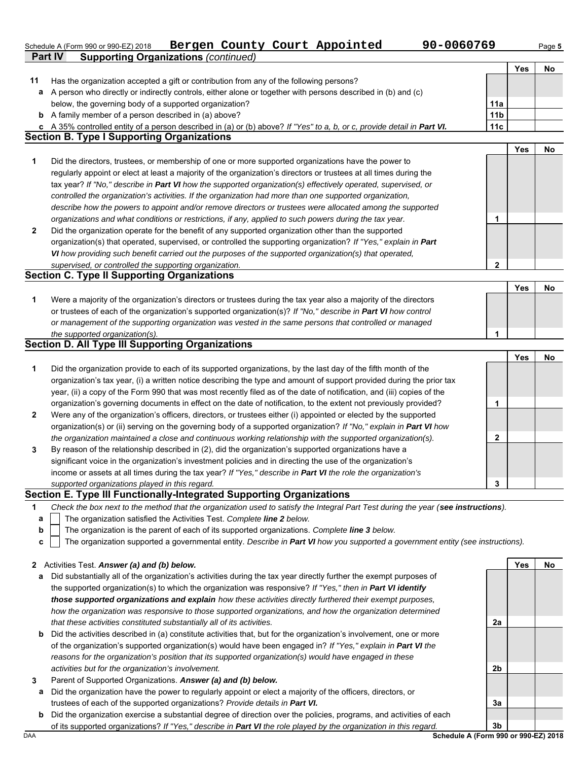Schedule A (Form 990 or 990-EZ) 2018 **Bergen County Court Appointed** **90-0060769** Page **5**

**Part IV Supporting Organizations** *(continued)*

| | | | Yes | No |
|---|---|---|---|---|
| **11** | Has the organization accepted a gift or contribution from any of the following persons? | | | |
| **a** | A person who directly or indirectly controls, either alone or together with persons described in (b) and (c) below, the governing body of a supported organization? | 11a | | |
| **b** | A family member of a person described in (a) above? | 11b | | |
| **c** | A 35% controlled entity of a person described in (a) or (b) above? *If "Yes" to a, b, or c, provide detail in **Part VI**.* | 11c | | |

**Section B. Type I Supporting Organizations**

| | | | Yes | No |
|---|---|---|---|---|
| **1** | Did the directors, trustees, or membership of one or more supported organizations have the power to regularly appoint or elect at least a majority of the organization's directors or trustees at all times during the tax year? *If "No," describe in **Part VI** how the supported organization(s) effectively operated, supervised, or controlled the organization's activities. If the organization had more than one supported organization, describe how the powers to appoint and/or remove directors or trustees were allocated among the supported organizations and what conditions or restrictions, if any, applied to such powers during the tax year.* | 1 | | |
| **2** | Did the organization operate for the benefit of any supported organization other than the supported organization(s) that operated, supervised, or controlled the supporting organization? *If "Yes," explain in **Part VI** how providing such benefit carried out the purposes of the supported organization(s) that operated, supervised, or controlled the supporting organization.* | 2 | | |

**Section C. Type II Supporting Organizations**

| | | | Yes | No |
|---|---|---|---|---|
| **1** | Were a majority of the organization's directors or trustees during the tax year also a majority of the directors or trustees of each of the organization's supported organization(s)? *If "No," describe in **Part VI** how control or management of the supporting organization was vested in the same persons that controlled or managed the supported organization(s).* | 1 | | |

**Section D. All Type III Supporting Organizations**

| | | | Yes | No |
|---|---|---|---|---|
| **1** | Did the organization provide to each of its supported organizations, by the last day of the fifth month of the organization's tax year, (i) a written notice describing the type and amount of support provided during the prior tax year, (ii) a copy of the Form 990 that was most recently filed as of the date of notification, and (iii) copies of the organization's governing documents in effect on the date of notification, to the extent not previously provided? | 1 | | |
| **2** | Were any of the organization's officers, directors, or trustees either (i) appointed or elected by the supported organization(s) or (ii) serving on the governing body of a supported organization? *If "No," explain in **Part VI** how the organization maintained a close and continuous working relationship with the supported organization(s).* | 2 | | |
| **3** | By reason of the relationship described in (2), did the organization's supported organizations have a significant voice in the organization's investment policies and in directing the use of the organization's income or assets at all times during the tax year? *If "Yes," describe in **Part VI** the role the organization's supported organizations played in this regard.* | 3 | | |

**Section E. Type III Functionally-Integrated Supporting Organizations**

**1** *Check the box next to the method that the organization used to satisfy the Integral Part Test during the year (**see instructions**).*

**a** ☐ The organization satisfied the Activities Test. *Complete **line 2** below.*

**b** ☐ The organization is the parent of each of its supported organizations. *Complete **line 3** below.*

**c** ☐ The organization supported a governmental entity. *Describe in **Part VI** how you supported a government entity (see instructions).*

| | | | Yes | No |
|---|---|---|---|---|
| **2** | Activities Test. ***Answer (a) and (b) below.*** | | | |
| **a** | Did substantially all of the organization's activities during the tax year directly further the exempt purposes of the supported organization(s) to which the organization was responsive? *If "Yes," then in **Part VI identify those supported organizations and explain** how these activities directly furthered their exempt purposes, how the organization was responsive to those supported organizations, and how the organization determined that these activities constituted substantially all of its activities.* | 2a | | |
| **b** | Did the activities described in (a) constitute activities that, but for the organization's involvement, one or more of the organization's supported organization(s) would have been engaged in? *If "Yes," explain in **Part VI** the reasons for the organization's position that its supported organization(s) would have engaged in these activities but for the organization's involvement.* | 2b | | |
| **3** | Parent of Supported Organizations. ***Answer (a) and (b) below.*** | | | |
| **a** | Did the organization have the power to regularly appoint or elect a majority of the officers, directors, or trustees of each of the supported organizations? *Provide details in **Part VI**.* | 3a | | |
| **b** | Did the organization exercise a substantial degree of direction over the policies, programs, and activities of each of its supported organizations? *If "Yes," describe in **Part VI** the role played by the organization in this regard.* | 3b | | |

DAA **Schedule A (Form 990 or 990-EZ) 2018**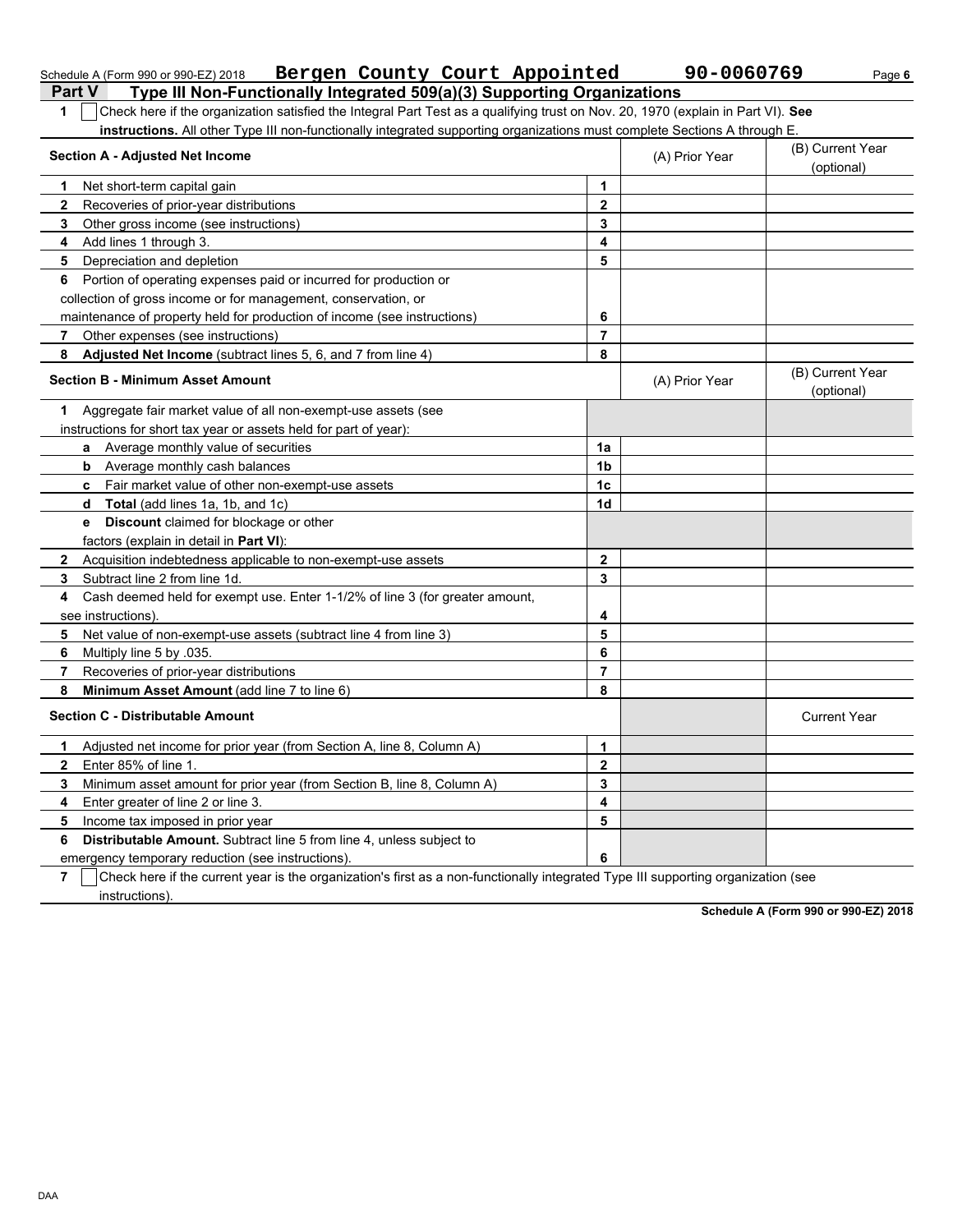Schedule A (Form 990 or 990-EZ) 2018 **Bergen County Court Appointed** **90-0060769**

## Part V Type III Non-Functionally Integrated 509(a)(3) Supporting Organizations

**1** ☐ Check here if the organization satisfied the Integral Part Test as a qualifying trust on Nov. 20, 1970 (explain in Part VI). **See instructions.** All other Type III non-functionally integrated supporting organizations must complete Sections A through E.

| **Section A - Adjusted Net Income** | | (A) Prior Year | (B) Current Year (optional) |
|---|---|---|---|
| **1** Net short-term capital gain | **1** | | |
| **2** Recoveries of prior-year distributions | **2** | | |
| **3** Other gross income (see instructions) | **3** | | |
| **4** Add lines 1 through 3. | **4** | | |
| **5** Depreciation and depletion | **5** | | |
| **6** Portion of operating expenses paid or incurred for production or collection of gross income or for management, conservation, or maintenance of property held for production of income (see instructions) | **6** | | |
| **7** Other expenses (see instructions) | **7** | | |
| **8** **Adjusted Net Income** (subtract lines 5, 6, and 7 from line 4) | **8** | | |

| **Section B - Minimum Asset Amount** | | (A) Prior Year | (B) Current Year (optional) |
|---|---|---|---|
| **1** Aggregate fair market value of all non-exempt-use assets (see instructions for short tax year or assets held for part of year): | | | |
| **a** Average monthly value of securities | **1a** | | |
| **b** Average monthly cash balances | **1b** | | |
| **c** Fair market value of other non-exempt-use assets | **1c** | | |
| **d** **Total** (add lines 1a, 1b, and 1c) | **1d** | | |
| **e** **Discount** claimed for blockage or other factors (explain in detail in **Part VI**): | | | |
| **2** Acquisition indebtedness applicable to non-exempt-use assets | **2** | | |
| **3** Subtract line 2 from line 1d. | **3** | | |
| **4** Cash deemed held for exempt use. Enter 1-1/2% of line 3 (for greater amount, see instructions). | **4** | | |
| **5** Net value of non-exempt-use assets (subtract line 4 from line 3) | **5** | | |
| **6** Multiply line 5 by .035. | **6** | | |
| **7** Recoveries of prior-year distributions | **7** | | |
| **8** **Minimum Asset Amount** (add line 7 to line 6) | **8** | | |

| **Section C - Distributable Amount** | | | Current Year |
|---|---|---|---|
| **1** Adjusted net income for prior year (from Section A, line 8, Column A) | **1** | | |
| **2** Enter 85% of line 1. | **2** | | |
| **3** Minimum asset amount for prior year (from Section B, line 8, Column A) | **3** | | |
| **4** Enter greater of line 2 or line 3. | **4** | | |
| **5** Income tax imposed in prior year | **5** | | |
| **6** **Distributable Amount.** Subtract line 5 from line 4, unless subject to emergency temporary reduction (see instructions). | **6** | | |

**7** ☐ Check here if the current year is the organization's first as a non-functionally integrated Type III supporting organization (see instructions).

**Schedule A (Form 990 or 990-EZ) 2018**

DAA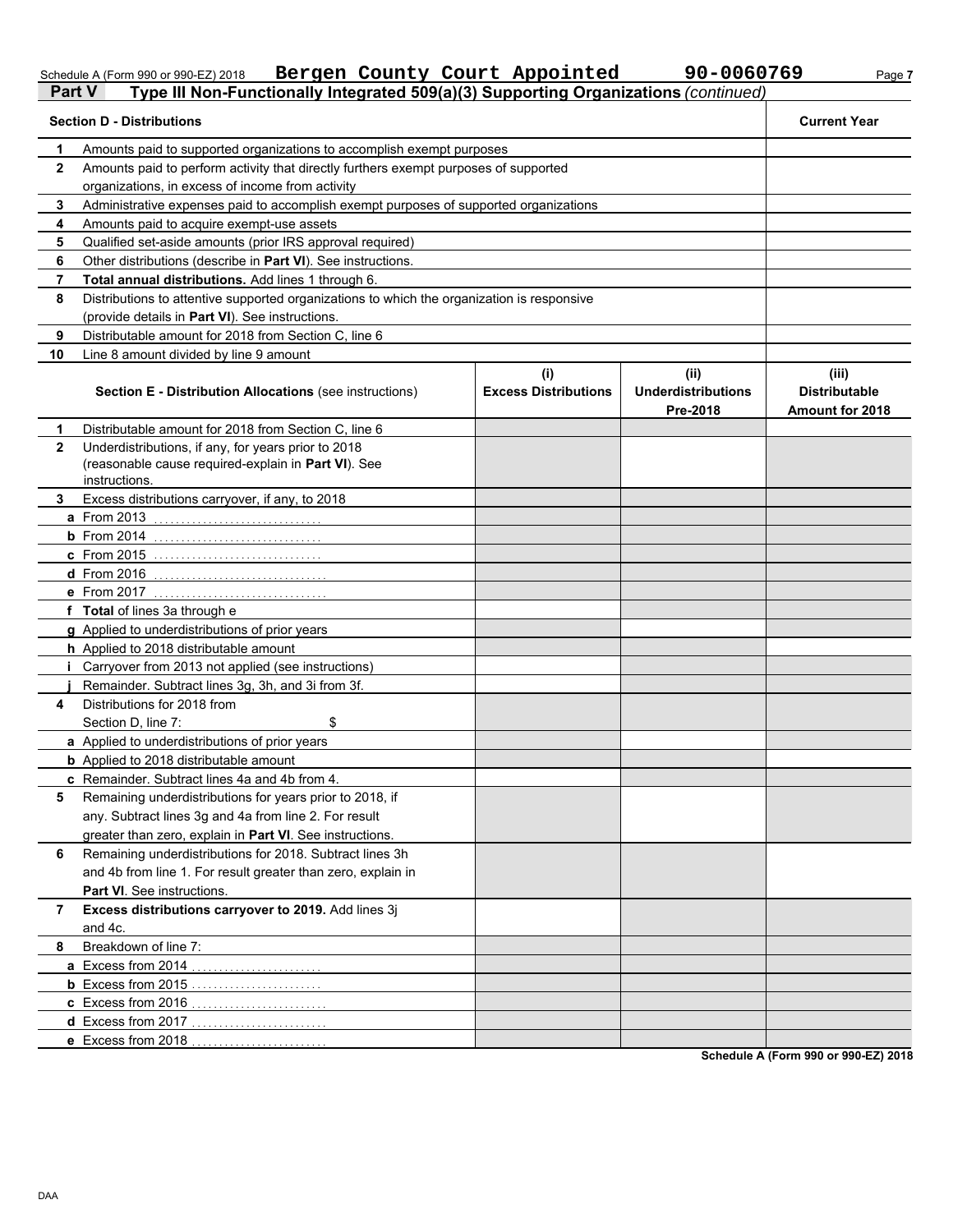Schedule A (Form 990 or 990-EZ) 2018 **Bergen County Court Appointed** **90-0060769**

## Part V Type III Non-Functionally Integrated 509(a)(3) Supporting Organizations *(continued)*

| | **Section D - Distributions** | **Current Year** |
|---|---|---|
| **1** | Amounts paid to supported organizations to accomplish exempt purposes | |
| **2** | Amounts paid to perform activity that directly furthers exempt purposes of supported organizations, in excess of income from activity | |
| **3** | Administrative expenses paid to accomplish exempt purposes of supported organizations | |
| **4** | Amounts paid to acquire exempt-use assets | |
| **5** | Qualified set-aside amounts (prior IRS approval required) | |
| **6** | Other distributions (describe in **Part VI**). See instructions. | |
| **7** | **Total annual distributions.** Add lines 1 through 6. | |
| **8** | Distributions to attentive supported organizations to which the organization is responsive (provide details in **Part VI**). See instructions. | |
| **9** | Distributable amount for 2018 from Section C, line 6 | |
| **10** | Line 8 amount divided by line 9 amount | |

| | **Section E - Distribution Allocations** (see instructions) | **(i) Excess Distributions** | **(ii) Underdistributions Pre-2018** | **(iii) Distributable Amount for 2018** |
|---|---|---|---|---|
| **1** | Distributable amount for 2018 from Section C, line 6 | | | |
| **2** | Underdistributions, if any, for years prior to 2018 (reasonable cause required-explain in **Part VI**). See instructions. | | | |
| **3** | Excess distributions carryover, if any, to 2018 | | | |
| **a** | From 2013 | | | |
| **b** | From 2014 | | | |
| **c** | From 2015 | | | |
| **d** | From 2016 | | | |
| **e** | From 2017 | | | |
| **f** | **Total** of lines 3a through e | | | |
| **g** | Applied to underdistributions of prior years | | | |
| **h** | Applied to 2018 distributable amount | | | |
| **i** | Carryover from 2013 not applied (see instructions) | | | |
| **j** | Remainder. Subtract lines 3g, 3h, and 3i from 3f. | | | |
| **4** | Distributions for 2018 from Section D, line 7: $ | | | |
| **a** | Applied to underdistributions of prior years | | | |
| **b** | Applied to 2018 distributable amount | | | |
| **c** | Remainder. Subtract lines 4a and 4b from 4. | | | |
| **5** | Remaining underdistributions for years prior to 2018, if any. Subtract lines 3g and 4a from line 2. For result greater than zero, explain in **Part VI**. See instructions. | | | |
| **6** | Remaining underdistributions for 2018. Subtract lines 3h and 4b from line 1. For result greater than zero, explain in **Part VI**. See instructions. | | | |
| **7** | **Excess distributions carryover to 2019.** Add lines 3j and 4c. | | | |
| **8** | Breakdown of line 7: | | | |
| **a** | Excess from 2014 | | | |
| **b** | Excess from 2015 | | | |
| **c** | Excess from 2016 | | | |
| **d** | Excess from 2017 | | | |
| **e** | Excess from 2018 | | | |

**Schedule A (Form 990 or 990-EZ) 2018**

DAA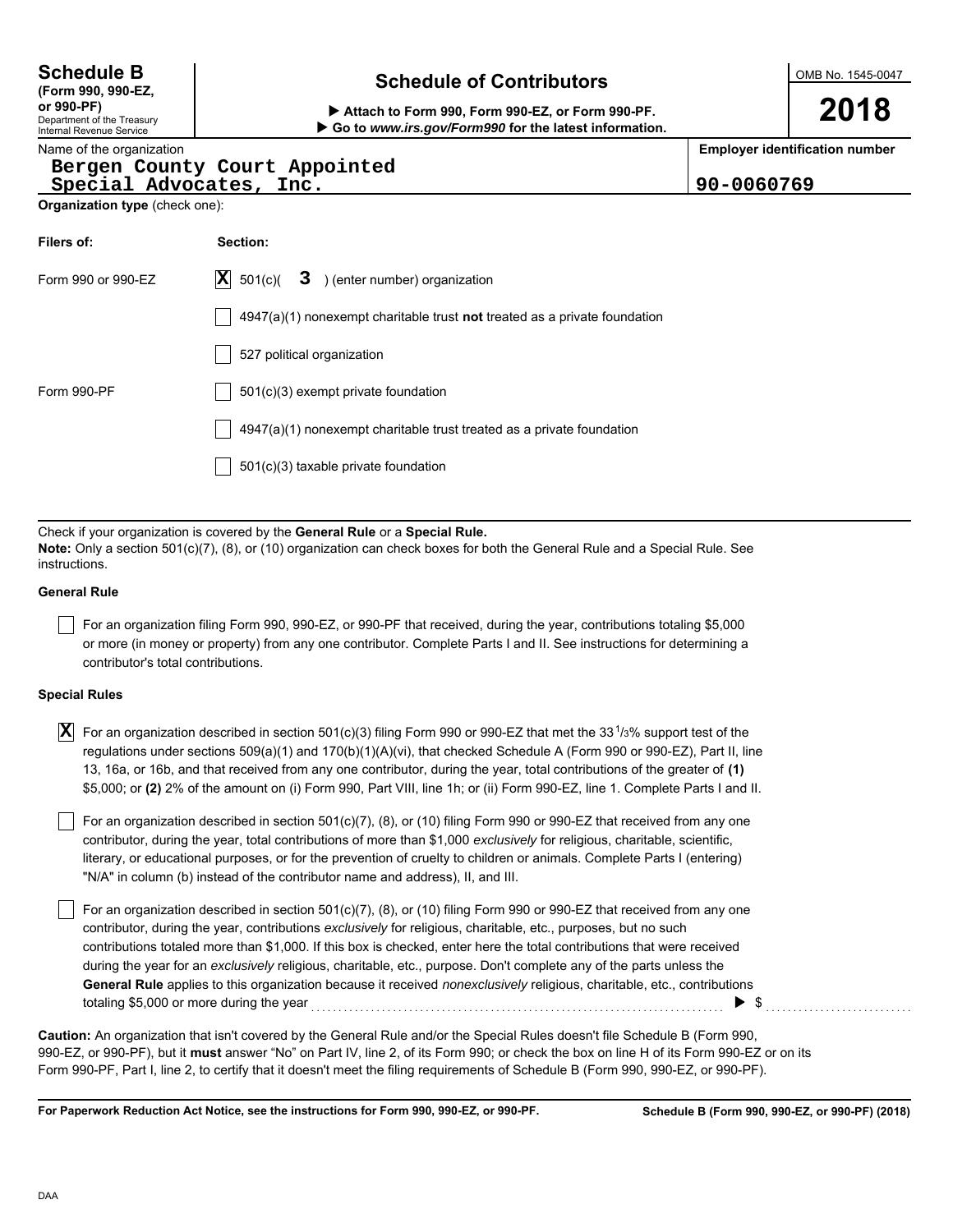**Schedule B**
**(Form 990, 990-EZ, or 990-PF)**
Department of the Treasury
Internal Revenue Service

# Schedule of Contributors

▶ **Attach to Form 990, Form 990-EZ, or Form 990-PF.**
▶ **Go to *www.irs.gov/Form990* for the latest information.**

OMB No. 1545-0047

**2018**

| Name of the organization | Employer identification number |
|---|---|
| Bergen County Court Appointed Special Advocates, Inc. | 90-0060769 |

**Organization type** (check one):

| **Filers of:** | **Section:** |
|---|---|
| Form 990 or 990-EZ | [X] 501(c)( 3 ) (enter number) organization |
| | [ ] 4947(a)(1) nonexempt charitable trust **not** treated as a private foundation |
| | [ ] 527 political organization |
| Form 990-PF | [ ] 501(c)(3) exempt private foundation |
| | [ ] 4947(a)(1) nonexempt charitable trust treated as a private foundation |
| | [ ] 501(c)(3) taxable private foundation |

Check if your organization is covered by the **General Rule** or a **Special Rule.**
**Note:** Only a section 501(c)(7), (8), or (10) organization can check boxes for both the General Rule and a Special Rule. See instructions.

**General Rule**

[ ] For an organization filing Form 990, 990-EZ, or 990-PF that received, during the year, contributions totaling $5,000 or more (in money or property) from any one contributor. Complete Parts I and II. See instructions for determining a contributor's total contributions.

**Special Rules**

[X] For an organization described in section 501(c)(3) filing Form 990 or 990-EZ that met the 33 1/3% support test of the regulations under sections 509(a)(1) and 170(b)(1)(A)(vi), that checked Schedule A (Form 990 or 990-EZ), Part II, line 13, 16a, or 16b, and that received from any one contributor, during the year, total contributions of the greater of **(1)** $5,000; or **(2)** 2% of the amount on (i) Form 990, Part VIII, line 1h; or (ii) Form 990-EZ, line 1. Complete Parts I and II.

[ ] For an organization described in section 501(c)(7), (8), or (10) filing Form 990 or 990-EZ that received from any one contributor, during the year, total contributions of more than $1,000 *exclusively* for religious, charitable, scientific, literary, or educational purposes, or for the prevention of cruelty to children or animals. Complete Parts I (entering) "N/A" in column (b) instead of the contributor name and address), II, and III.

[ ] For an organization described in section 501(c)(7), (8), or (10) filing Form 990 or 990-EZ that received from any one contributor, during the year, contributions *exclusively* for religious, charitable, etc., purposes, but no such contributions totaled more than $1,000. If this box is checked, enter here the total contributions that were received during the year for an *exclusively* religious, charitable, etc., purpose. Don't complete any of the parts unless the **General Rule** applies to this organization because it received *nonexclusively* religious, charitable, etc., contributions totaling $5,000 or more during the year ▶ $

**Caution:** An organization that isn't covered by the General Rule and/or the Special Rules doesn't file Schedule B (Form 990, 990-EZ, or 990-PF), but it **must** answer "No" on Part IV, line 2, of its Form 990; or check the box on line H of its Form 990-EZ or on its Form 990-PF, Part I, line 2, to certify that it doesn't meet the filing requirements of Schedule B (Form 990, 990-EZ, or 990-PF).

**For Paperwork Reduction Act Notice, see the instructions for Form 990, 990-EZ, or 990-PF.** **Schedule B (Form 990, 990-EZ, or 990-PF) (2018)**

DAA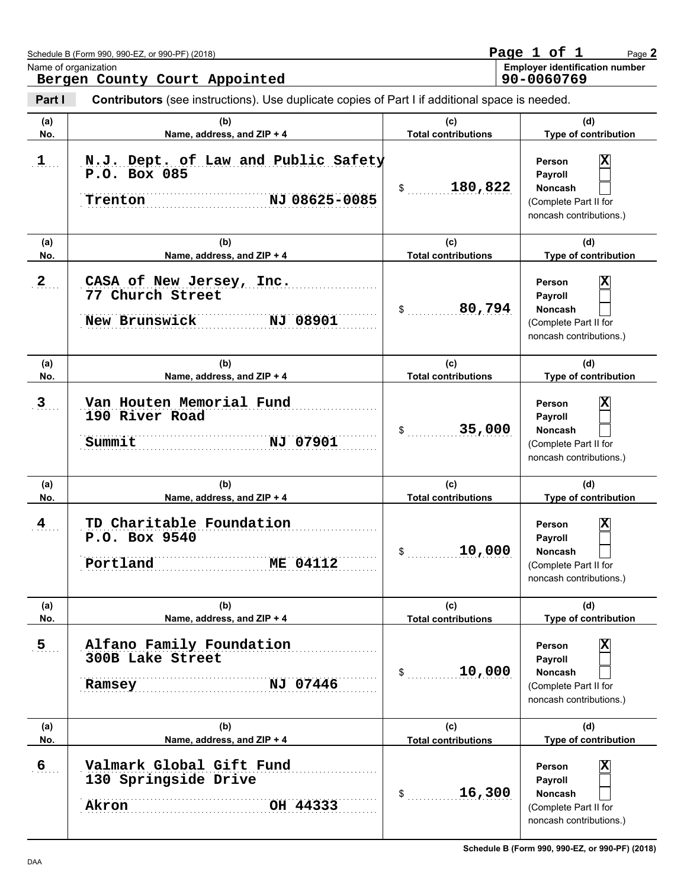Schedule B (Form 990, 990-EZ, or 990-PF) (2018)

Page 1 of 1

Page **2**

Name of organization

**Bergen County Court Appointed**

**Employer identification number**

**90-0060769**

**Part I** **Contributors** (see instructions). Use duplicate copies of Part I if additional space is needed.

| (a) No. | (b) Name, address, and ZIP + 4 | (c) Total contributions | (d) Type of contribution |
|---|---|---|---|
| 1 | N.J. Dept. of Law and Public Safety<br>P.O. Box 085<br>Trenton NJ 08625-0085 | $ 180,822 | Person [X]<br>Payroll [ ]<br>Noncash [ ]<br>(Complete Part II for noncash contributions.) |
| 2 | CASA of New Jersey, Inc.<br>77 Church Street<br>New Brunswick NJ 08901 | $ 80,794 | Person [X]<br>Payroll [ ]<br>Noncash [ ]<br>(Complete Part II for noncash contributions.) |
| 3 | Van Houten Memorial Fund<br>190 River Road<br>Summit NJ 07901 | $ 35,000 | Person [X]<br>Payroll [ ]<br>Noncash [ ]<br>(Complete Part II for noncash contributions.) |
| 4 | TD Charitable Foundation<br>P.O. Box 9540<br>Portland ME 04112 | $ 10,000 | Person [X]<br>Payroll [ ]<br>Noncash [ ]<br>(Complete Part II for noncash contributions.) |
| 5 | Alfano Family Foundation<br>300B Lake Street<br>Ramsey NJ 07446 | $ 10,000 | Person [X]<br>Payroll [ ]<br>Noncash [ ]<br>(Complete Part II for noncash contributions.) |
| 6 | Valmark Global Gift Fund<br>130 Springside Drive<br>Akron OH 44333 | $ 16,300 | Person [X]<br>Payroll [ ]<br>Noncash [ ]<br>(Complete Part II for noncash contributions.) |

DAA

**Schedule B (Form 990, 990-EZ, or 990-PF) (2018)**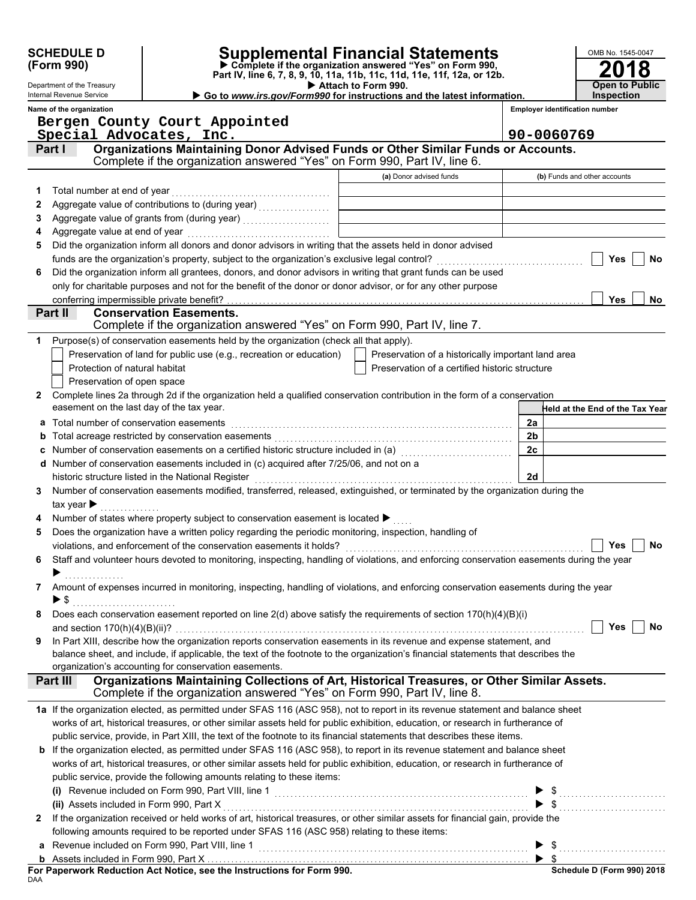**SCHEDULE D (Form 990)**

Department of the Treasury
Internal Revenue Service

# Supplemental Financial Statements

▶ Complete if the organization answered "Yes" on Form 990, Part IV, line 6, 7, 8, 9, 10, 11a, 11b, 11c, 11d, 11e, 11f, 12a, or 12b.
▶ Attach to Form 990.
▶ Go to *www.irs.gov/Form990* for instructions and the latest information.

OMB No. 1545-0047

**2018**

**Open to Public Inspection**

Name of the organization: Bergen County Court Appointed Special Advocates, Inc.

Employer identification number: 90-0060769

## Part I — Organizations Maintaining Donor Advised Funds or Other Similar Funds or Accounts.
Complete if the organization answered "Yes" on Form 990, Part IV, line 6.

| | | (a) Donor advised funds | (b) Funds and other accounts |
|---|---|---|---|
| 1 | Total number at end of year | | |
| 2 | Aggregate value of contributions to (during year) | | |
| 3 | Aggregate value of grants from (during year) | | |
| 4 | Aggregate value at end of year | | |

5 Did the organization inform all donors and donor advisors in writing that the assets held in donor advised funds are the organization's property, subject to the organization's exclusive legal control? ☐ Yes ☐ No

6 Did the organization inform all grantees, donors, and donor advisors in writing that grant funds can be used only for charitable purposes and not for the benefit of the donor or donor advisor, or for any other purpose conferring impermissible private benefit? ☐ Yes ☐ No

## Part II — Conservation Easements.
Complete if the organization answered "Yes" on Form 990, Part IV, line 7.

1 Purpose(s) of conservation easements held by the organization (check all that apply).

☐ Preservation of land for public use (e.g., recreation or education)
☐ Protection of natural habitat
☐ Preservation of open space
☐ Preservation of a historically important land area
☐ Preservation of a certified historic structure

2 Complete lines 2a through 2d if the organization held a qualified conservation contribution in the form of a conservation easement on the last day of the tax year.

| | | | Held at the End of the Tax Year |
|---|---|---|---|
| a | Total number of conservation easements | 2a | |
| b | Total acreage restricted by conservation easements | 2b | |
| c | Number of conservation easements on a certified historic structure included in (a) | 2c | |
| d | Number of conservation easements included in (c) acquired after 7/25/06, and not on a historic structure listed in the National Register | 2d | |

3 Number of conservation easements modified, transferred, released, extinguished, or terminated by the organization during the tax year ▶

4 Number of states where property subject to conservation easement is located ▶

5 Does the organization have a written policy regarding the periodic monitoring, inspection, handling of violations, and enforcement of the conservation easements it holds? ☐ Yes ☐ No

6 Staff and volunteer hours devoted to monitoring, inspecting, handling of violations, and enforcing conservation easements during the year ▶

7 Amount of expenses incurred in monitoring, inspecting, handling of violations, and enforcing conservation easements during the year ▶ $

8 Does each conservation easement reported on line 2(d) above satisfy the requirements of section 170(h)(4)(B)(i) and section 170(h)(4)(B)(ii)? ☐ Yes ☐ No

9 In Part XIII, describe how the organization reports conservation easements in its revenue and expense statement, and balance sheet, and include, if applicable, the text of the footnote to the organization's financial statements that describes the organization's accounting for conservation easements.

## Part III — Organizations Maintaining Collections of Art, Historical Treasures, or Other Similar Assets.
Complete if the organization answered "Yes" on Form 990, Part IV, line 8.

1a If the organization elected, as permitted under SFAS 116 (ASC 958), not to report in its revenue statement and balance sheet works of art, historical treasures, or other similar assets held for public exhibition, education, or research in furtherance of public service, provide, in Part XIII, the text of the footnote to its financial statements that describes these items.

b If the organization elected, as permitted under SFAS 116 (ASC 958), to report in its revenue statement and balance sheet works of art, historical treasures, or other similar assets held for public exhibition, education, or research in furtherance of public service, provide the following amounts relating to these items:

(i) Revenue included on Form 990, Part VIII, line 1 ▶ $

(ii) Assets included in Form 990, Part X ▶ $

2 If the organization received or held works of art, historical treasures, or other similar assets for financial gain, provide the following amounts required to be reported under SFAS 116 (ASC 958) relating to these items:

a Revenue included on Form 990, Part VIII, line 1 ▶ $

b Assets included in Form 990, Part X ▶ $

**For Paperwork Reduction Act Notice, see the Instructions for Form 990.**

DAA

Schedule D (Form 990) 2018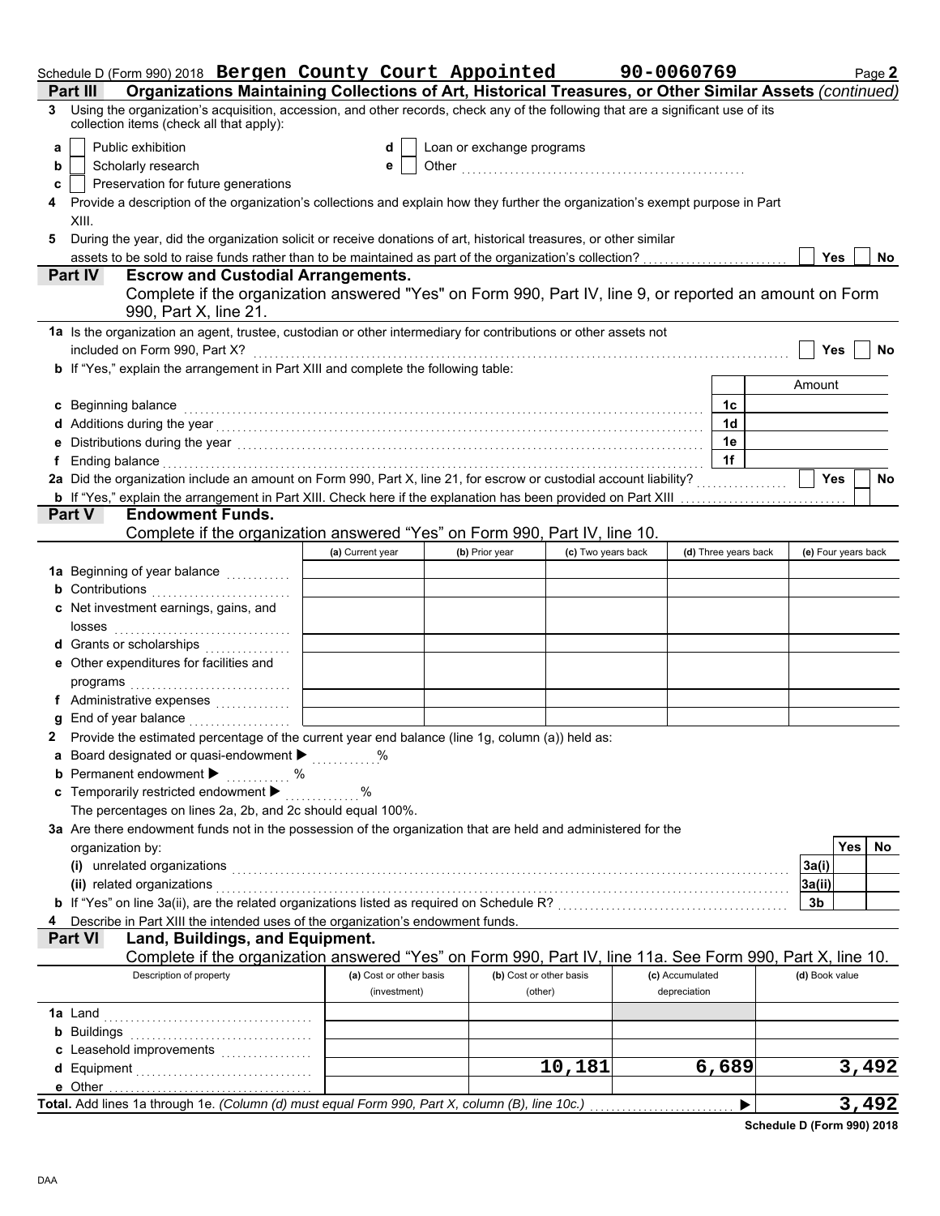Schedule D (Form 990) 2018 **Bergen County Court Appointed** **90-0060769** Page **2**

## Part III Organizations Maintaining Collections of Art, Historical Treasures, or Other Similar Assets *(continued)*

**3** Using the organization's acquisition, accession, and other records, check any of the following that are a significant use of its collection items (check all that apply):

- **a** ☐ Public exhibition
- **b** ☐ Scholarly research
- **c** ☐ Preservation for future generations
- **d** ☐ Loan or exchange programs
- **e** ☐ Other ....................

**4** Provide a description of the organization's collections and explain how they further the organization's exempt purpose in Part XIII.

**5** During the year, did the organization solicit or receive donations of art, historical treasures, or other similar assets to be sold to raise funds rather than to be maintained as part of the organization's collection? ☐ Yes ☐ No

## Part IV Escrow and Custodial Arrangements.

Complete if the organization answered "Yes" on Form 990, Part IV, line 9, or reported an amount on Form 990, Part X, line 21.

**1a** Is the organization an agent, trustee, custodian or other intermediary for contributions or other assets not included on Form 990, Part X? ☐ Yes ☐ No

**b** If "Yes," explain the arrangement in Part XIII and complete the following table:

| | | Amount |
|---|---|---|
| **c** Beginning balance | 1c | |
| **d** Additions during the year | 1d | |
| **e** Distributions during the year | 1e | |
| **f** Ending balance | 1f | |

**2a** Did the organization include an amount on Form 990, Part X, line 21, for escrow or custodial account liability? ☐ Yes ☐ No

**b** If "Yes," explain the arrangement in Part XIII. Check here if the explanation has been provided on Part XIII ☐

## Part V Endowment Funds.

Complete if the organization answered "Yes" on Form 990, Part IV, line 10.

| | (a) Current year | (b) Prior year | (c) Two years back | (d) Three years back | (e) Four years back |
|---|---|---|---|---|---|
| **1a** Beginning of year balance | | | | | |
| **b** Contributions | | | | | |
| **c** Net investment earnings, gains, and losses | | | | | |
| **d** Grants or scholarships | | | | | |
| **e** Other expenditures for facilities and programs | | | | | |
| **f** Administrative expenses | | | | | |
| **g** End of year balance | | | | | |

**2** Provide the estimated percentage of the current year end balance (line 1g, column (a)) held as:

**a** Board designated or quasi-endowment ▶ ..........%

**b** Permanent endowment ▶ ..........%

**c** Temporarily restricted endowment ▶ ..........%

The percentages on lines 2a, 2b, and 2c should equal 100%.

**3a** Are there endowment funds not in the possession of the organization that are held and administered for the organization by:

| | | Yes | No |
|---|---|---|---|
| **(i)** unrelated organizations | 3a(i) | | |
| **(ii)** related organizations | 3a(ii) | | |
| **b** If "Yes" on line 3a(ii), are the related organizations listed as required on Schedule R? | 3b | | |

**4** Describe in Part XIII the intended uses of the organization's endowment funds.

## Part VI Land, Buildings, and Equipment.

Complete if the organization answered "Yes" on Form 990, Part IV, line 11a. See Form 990, Part X, line 10.

| Description of property | (a) Cost or other basis (investment) | (b) Cost or other basis (other) | (c) Accumulated depreciation | (d) Book value |
|---|---|---|---|---|
| **1a** Land | | | | |
| **b** Buildings | | | | |
| **c** Leasehold improvements | | | | |
| **d** Equipment | | 10,181 | 6,689 | 3,492 |
| **e** Other | | | | |
| **Total.** Add lines 1a through 1e. *(Column (d) must equal Form 990, Part X, column (B), line 10c.)* ▶ | | | | 3,492 |

**Schedule D (Form 990) 2018**

DAA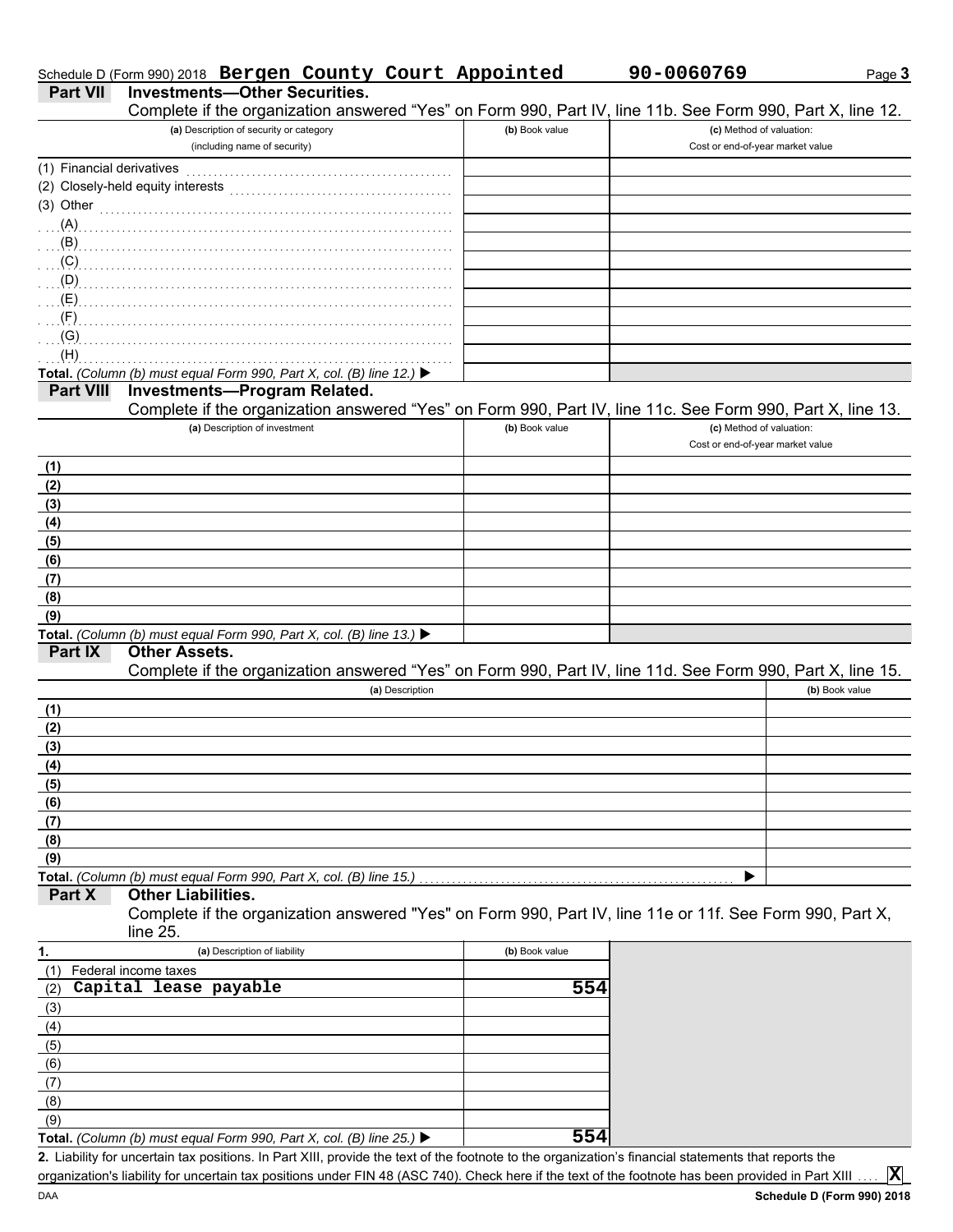Schedule D (Form 990) 2018 **Bergen County Court Appointed** **90-0060769**

## Part VII Investments—Other Securities.

Complete if the organization answered "Yes" on Form 990, Part IV, line 11b. See Form 990, Part X, line 12.

| (a) Description of security or category (including name of security) | (b) Book value | (c) Method of valuation: Cost or end-of-year market value |
|---|---|---|
| (1) Financial derivatives | | |
| (2) Closely-held equity interests | | |
| (3) Other | | |
| (A) | | |
| (B) | | |
| (C) | | |
| (D) | | |
| (E) | | |
| (F) | | |
| (G) | | |
| (H) | | |
| **Total.** *(Column (b) must equal Form 990, Part X, col. (B) line 12.)* ▶ | | |

## Part VIII Investments—Program Related.

Complete if the organization answered "Yes" on Form 990, Part IV, line 11c. See Form 990, Part X, line 13.

| (a) Description of investment | (b) Book value | (c) Method of valuation: Cost or end-of-year market value |
|---|---|---|
| (1) | | |
| (2) | | |
| (3) | | |
| (4) | | |
| (5) | | |
| (6) | | |
| (7) | | |
| (8) | | |
| (9) | | |
| **Total.** *(Column (b) must equal Form 990, Part X, col. (B) line 13.)* ▶ | | |

## Part IX Other Assets.

Complete if the organization answered "Yes" on Form 990, Part IV, line 11d. See Form 990, Part X, line 15.

| (a) Description | (b) Book value |
|---|---|
| (1) | |
| (2) | |
| (3) | |
| (4) | |
| (5) | |
| (6) | |
| (7) | |
| (8) | |
| (9) | |
| **Total.** *(Column (b) must equal Form 990, Part X, col. (B) line 15.)* ▶ | |

## Part X Other Liabilities.

Complete if the organization answered "Yes" on Form 990, Part IV, line 11e or 11f. See Form 990, Part X, line 25.

| 1. (a) Description of liability | (b) Book value |
|---|---|
| (1) Federal income taxes | |
| (2) Capital lease payable | 554 |
| (3) | |
| (4) | |
| (5) | |
| (6) | |
| (7) | |
| (8) | |
| (9) | |
| **Total.** *(Column (b) must equal Form 990, Part X, col. (B) line 25.)* ▶ | 554 |

**2.** Liability for uncertain tax positions. In Part XIII, provide the text of the footnote to the organization's financial statements that reports the organization's liability for uncertain tax positions under FIN 48 (ASC 740). Check here if the text of the footnote has been provided in Part XIII .... **X**

Schedule D (Form 990) 2018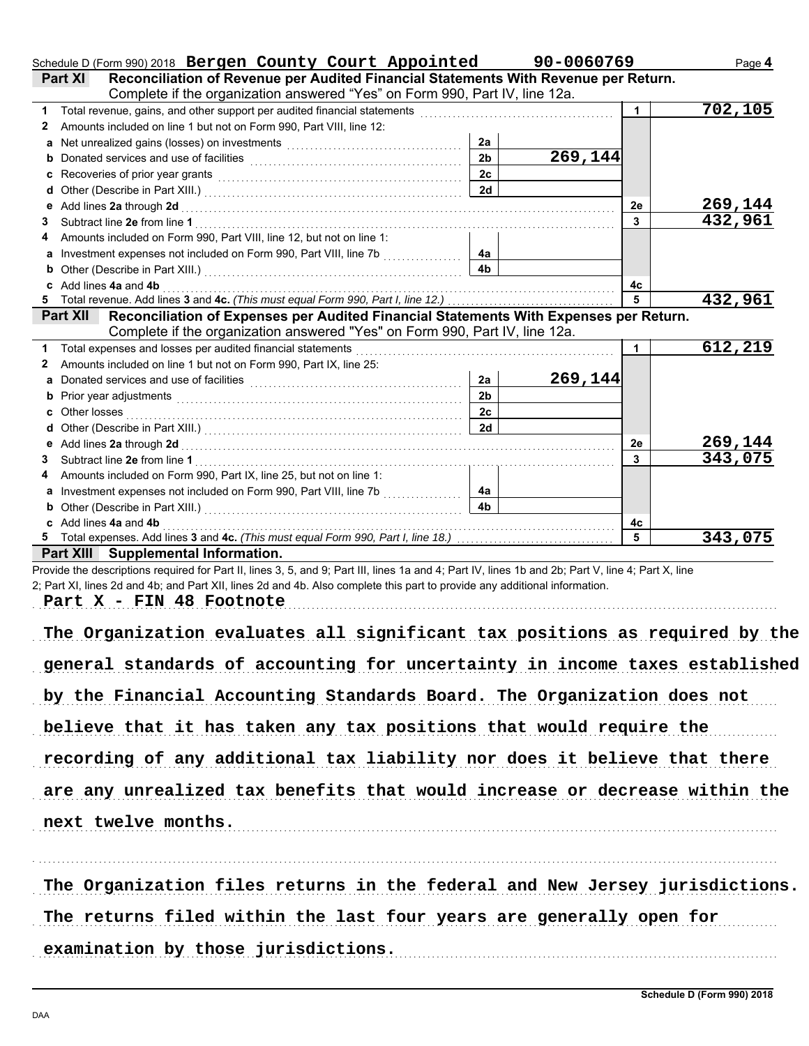Schedule D (Form 990) 2018 **Bergen County Court Appointed** **90-0060769** Page **4**

## Part XI Reconciliation of Revenue per Audited Financial Statements With Revenue per Return.

Complete if the organization answered "Yes" on Form 990, Part IV, line 12a.

| | | | | | |
|---|---|---|---|---|---|
| 1 | Total revenue, gains, and other support per audited financial statements | | | 1 | 702,105 |
| 2 | Amounts included on line 1 but not on Form 990, Part VIII, line 12: | | | | |
| a | Net unrealized gains (losses) on investments | 2a | | | |
| b | Donated services and use of facilities | 2b | 269,144 | | |
| c | Recoveries of prior year grants | 2c | | | |
| d | Other (Describe in Part XIII.) | 2d | | | |
| e | Add lines **2a** through **2d** | | | 2e | 269,144 |
| 3 | Subtract line **2e** from line **1** | | | 3 | 432,961 |
| 4 | Amounts included on Form 990, Part VIII, line 12, but not on line 1: | | | | |
| a | Investment expenses not included on Form 990, Part VIII, line 7b | 4a | | | |
| b | Other (Describe in Part XIII.) | 4b | | | |
| c | Add lines **4a** and **4b** | | | 4c | |
| 5 | Total revenue. Add lines **3** and **4c.** *(This must equal Form 990, Part I, line 12.)* | | | 5 | 432,961 |

## Part XII Reconciliation of Expenses per Audited Financial Statements With Expenses per Return.

Complete if the organization answered "Yes" on Form 990, Part IV, line 12a.

| | | | | | |
|---|---|---|---|---|---|
| 1 | Total expenses and losses per audited financial statements | | | 1 | 612,219 |
| 2 | Amounts included on line 1 but not on Form 990, Part IX, line 25: | | | | |
| a | Donated services and use of facilities | 2a | 269,144 | | |
| b | Prior year adjustments | 2b | | | |
| c | Other losses | 2c | | | |
| d | Other (Describe in Part XIII.) | 2d | | | |
| e | Add lines **2a** through **2d** | | | 2e | 269,144 |
| 3 | Subtract line **2e** from line **1** | | | 3 | 343,075 |
| 4 | Amounts included on Form 990, Part IX, line 25, but not on line 1: | | | | |
| a | Investment expenses not included on Form 990, Part VIII, line 7b | 4a | | | |
| b | Other (Describe in Part XIII.) | 4b | | | |
| c | Add lines **4a** and **4b** | | | 4c | |
| 5 | Total expenses. Add lines **3** and **4c.** *(This must equal Form 990, Part I, line 18.)* | | | 5 | 343,075 |

## Part XIII Supplemental Information.

Provide the descriptions required for Part II, lines 3, 5, and 9; Part III, lines 1a and 4; Part IV, lines 1b and 2b; Part V, line 4; Part X, line 2; Part XI, lines 2d and 4b; and Part XII, lines 2d and 4b. Also complete this part to provide any additional information.

**Part X - FIN 48 Footnote**

**The Organization evaluates all significant tax positions as required by the general standards of accounting for uncertainty in income taxes established by the Financial Accounting Standards Board. The Organization does not believe that it has taken any tax positions that would require the recording of any additional tax liability nor does it believe that there are any unrealized tax benefits that would increase or decrease within the next twelve months.**

**The Organization files returns in the federal and New Jersey jurisdictions. The returns filed within the last four years are generally open for examination by those jurisdictions.**

Schedule D (Form 990) 2018

DAA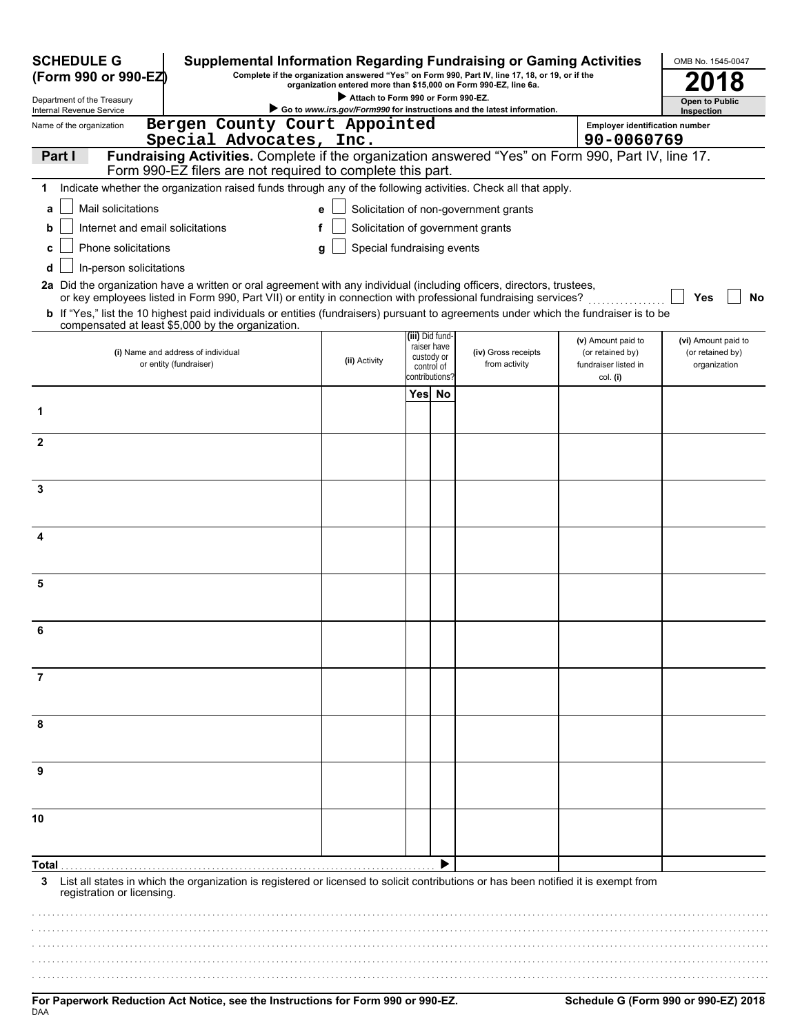**SCHEDULE G (Form 990 or 990-EZ)**

Department of the Treasury
Internal Revenue Service

# Supplemental Information Regarding Fundraising or Gaming Activities

**Complete if the organization answered "Yes" on Form 990, Part IV, line 17, 18, or 19, or if the organization entered more than $15,000 on Form 990-EZ, line 6a.**

▶ **Attach to Form 990 or Form 990-EZ.**

▶ **Go to *www.irs.gov/Form990* for instructions and the latest information.**

OMB No. 1545-0047

**2018**

**Open to Public Inspection**

Name of the organization: Bergen County Court Appointed Special Advocates, Inc.

Employer identification number: 90-0060769

**Part I** **Fundraising Activities.** Complete if the organization answered "Yes" on Form 990, Part IV, line 17. Form 990-EZ filers are not required to complete this part.

**1** Indicate whether the organization raised funds through any of the following activities. Check all that apply.

- **a** ☐ Mail solicitations
- **b** ☐ Internet and email solicitations
- **c** ☐ Phone solicitations
- **d** ☐ In-person solicitations
- **e** ☐ Solicitation of non-government grants
- **f** ☐ Solicitation of government grants
- **g** ☐ Special fundraising events

**2a** Did the organization have a written or oral agreement with any individual (including officers, directors, trustees, or key employees listed in Form 990, Part VII) or entity in connection with professional fundraising services? ☐ **Yes** ☐ **No**

**b** If "Yes," list the 10 highest paid individuals or entities (fundraisers) pursuant to agreements under which the fundraiser is to be compensated at least $5,000 by the organization.

| | (i) Name and address of individual or entity (fundraiser) | (ii) Activity | (iii) Did fund-raiser have custody or control of contributions? | | (iv) Gross receipts from activity | (v) Amount paid to (or retained by) fundraiser listed in col. (i) | (vi) Amount paid to (or retained by) organization |
|---|---|---|---|---|---|---|---|
| | | | Yes | No | | | |
| 1 | | | | | | | |
| 2 | | | | | | | |
| 3 | | | | | | | |
| 4 | | | | | | | |
| 5 | | | | | | | |
| 6 | | | | | | | |
| 7 | | | | | | | |
| 8 | | | | | | | |
| 9 | | | | | | | |
| 10 | | | | | | | |
| **Total** ▶ | | | | | | | |

**3** List all states in which the organization is registered or licensed to solicit contributions or has been notified it is exempt from registration or licensing.

**For Paperwork Reduction Act Notice, see the Instructions for Form 990 or 990-EZ.**

DAA

**Schedule G (Form 990 or 990-EZ) 2018**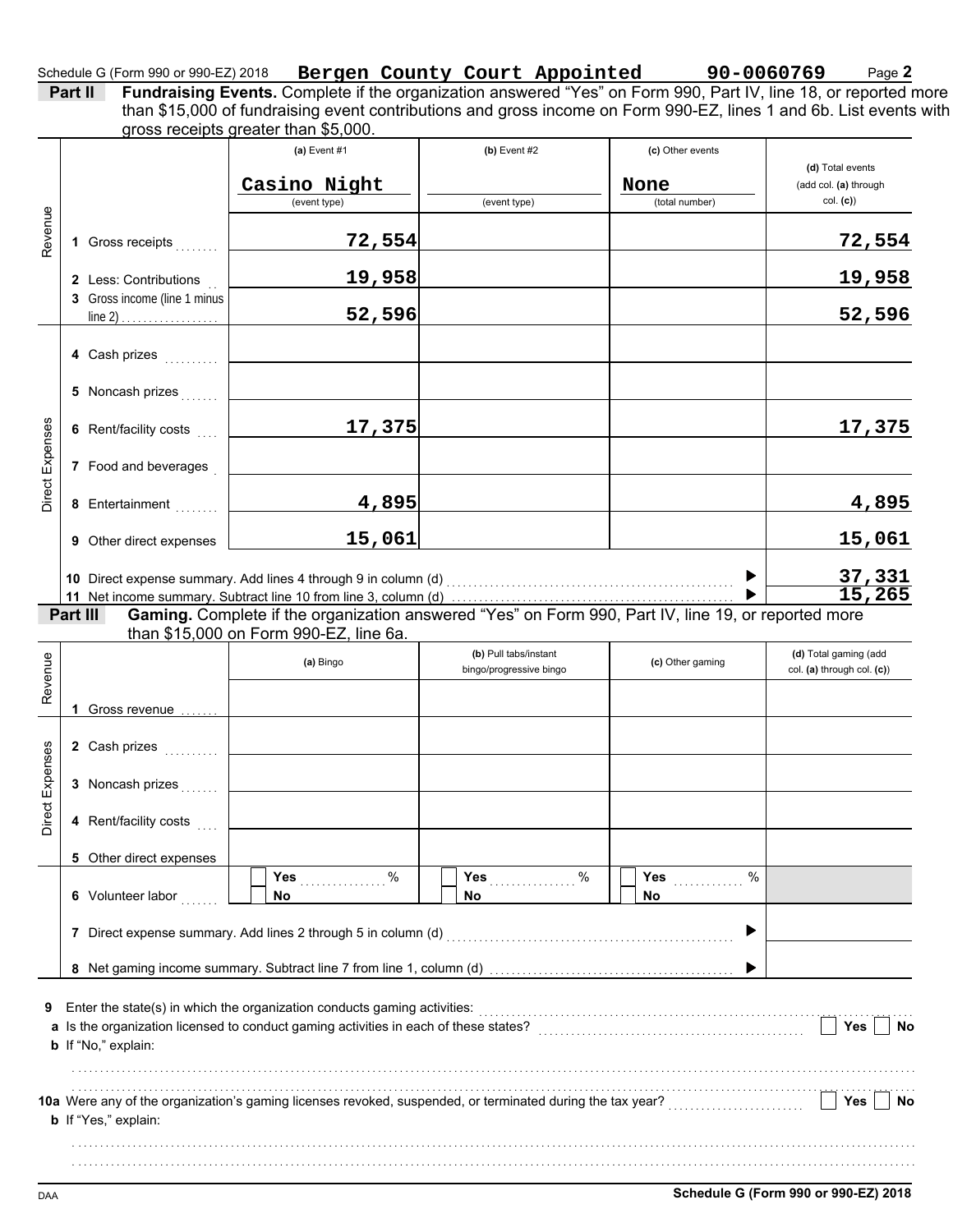Schedule G (Form 990 or 990-EZ) 2018 **Bergen County Court Appointed** **90-0060769** Page **2**

**Part II** **Fundraising Events.** Complete if the organization answered "Yes" on Form 990, Part IV, line 18, or reported more than $15,000 of fundraising event contributions and gross income on Form 990-EZ, lines 1 and 6b. List events with gross receipts greater than $5,000.

| | | (a) Event #1 | (b) Event #2 | (c) Other events | (d) Total events (add col. (a) through col. (c)) |
|---|---|---|---|---|---|
| | | Casino Night (event type) | (event type) | None (total number) | |
| Revenue | 1 Gross receipts | 72,554 | | | 72,554 |
| | 2 Less: Contributions | 19,958 | | | 19,958 |
| | 3 Gross income (line 1 minus line 2) | 52,596 | | | 52,596 |
| Direct Expenses | 4 Cash prizes | | | | |
| | 5 Noncash prizes | | | | |
| | 6 Rent/facility costs | 17,375 | | | 17,375 |
| | 7 Food and beverages | | | | |
| | 8 Entertainment | 4,895 | | | 4,895 |
| | 9 Other direct expenses | 15,061 | | | 15,061 |
| | 10 Direct expense summary. Add lines 4 through 9 in column (d) | | | | 37,331 |
| | 11 Net income summary. Subtract line 10 from line 3, column (d) | | | | 15,265 |

**Part III** **Gaming.** Complete if the organization answered "Yes" on Form 990, Part IV, line 19, or reported more than $15,000 on Form 990-EZ, line 6a.

| | | (a) Bingo | (b) Pull tabs/instant bingo/progressive bingo | (c) Other gaming | (d) Total gaming (add col. (a) through col. (c)) |
|---|---|---|---|---|---|
| Revenue | 1 Gross revenue | | | | |
| Direct Expenses | 2 Cash prizes | | | | |
| | 3 Noncash prizes | | | | |
| | 4 Rent/facility costs | | | | |
| | 5 Other direct expenses | | | | |
| | 6 Volunteer labor | Yes ____ % / No | Yes ____ % / No | Yes ____ % / No | |
| | 7 Direct expense summary. Add lines 2 through 5 in column (d) | | | | |
| | 8 Net gaming income summary. Subtract line 7 from line 1, column (d) | | | | |

**9** Enter the state(s) in which the organization conducts gaming activities:

**a** Is the organization licensed to conduct gaming activities in each of these states? Yes No

**b** If "No," explain:

**10a** Were any of the organization's gaming licenses revoked, suspended, or terminated during the tax year? Yes No

**b** If "Yes," explain:

DAA **Schedule G (Form 990 or 990-EZ) 2018**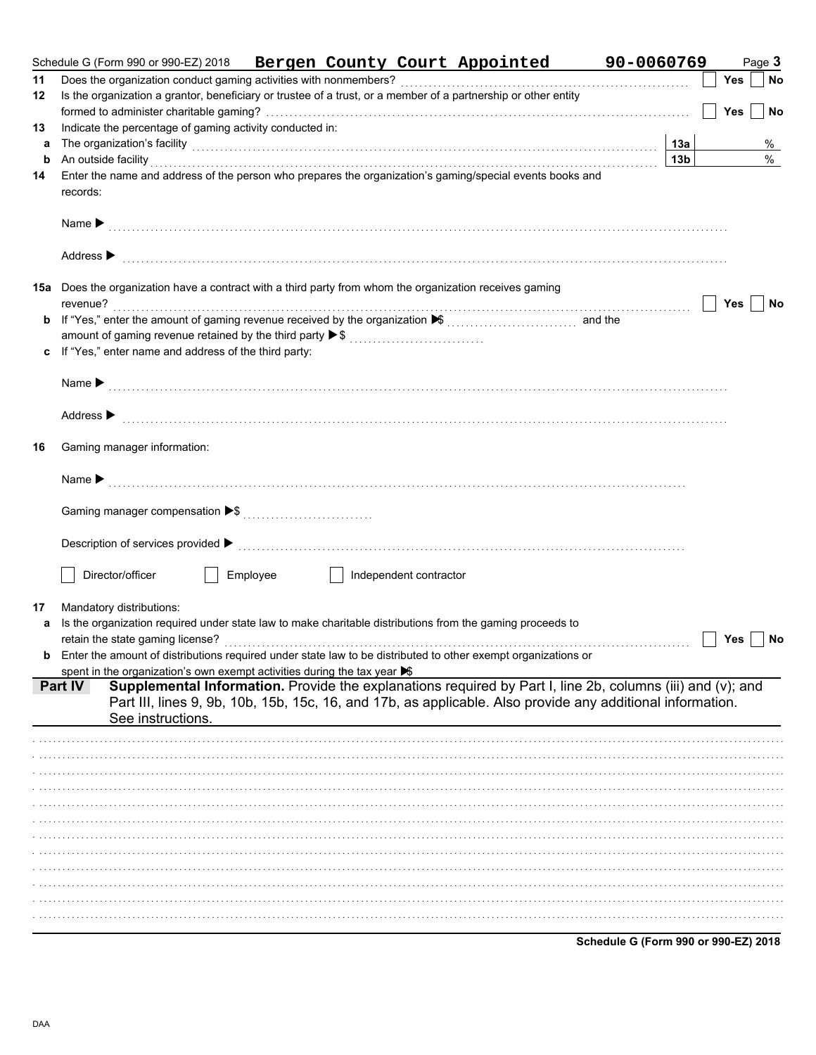Schedule G (Form 990 or 990-EZ) 2018 **Bergen County Court Appointed** **90-0060769** Page **3**

**11** Does the organization conduct gaming activities with nonmembers? ☐ Yes ☐ No

**12** Is the organization a grantor, beneficiary or trustee of a trust, or a member of a partnership or other entity formed to administer charitable gaming? ☐ Yes ☐ No

**13** Indicate the percentage of gaming activity conducted in:

**a** The organization's facility **13a** %

**b** An outside facility **13b** %

**14** Enter the name and address of the person who prepares the organization's gaming/special events books and records:

Name ▶

Address ▶

**15a** Does the organization have a contract with a third party from whom the organization receives gaming revenue? ☐ Yes ☐ No

**b** If "Yes," enter the amount of gaming revenue received by the organization ▶ $ ............ and the amount of gaming revenue retained by the third party ▶ $ ............

**c** If "Yes," enter name and address of the third party:

Name ▶

Address ▶

**16** Gaming manager information:

Name ▶

Gaming manager compensation ▶ $

Description of services provided ▶

☐ Director/officer ☐ Employee ☐ Independent contractor

**17** Mandatory distributions:

**a** Is the organization required under state law to make charitable distributions from the gaming proceeds to retain the state gaming license? ☐ Yes ☐ No

**b** Enter the amount of distributions required under state law to be distributed to other exempt organizations or spent in the organization's own exempt activities during the tax year ▶ $

## Part IV Supplemental Information.

Provide the explanations required by Part I, line 2b, columns (iii) and (v); and Part III, lines 9, 9b, 10b, 15b, 15c, 16, and 17b, as applicable. Also provide any additional information. See instructions.

Schedule G (Form 990 or 990-EZ) 2018

DAA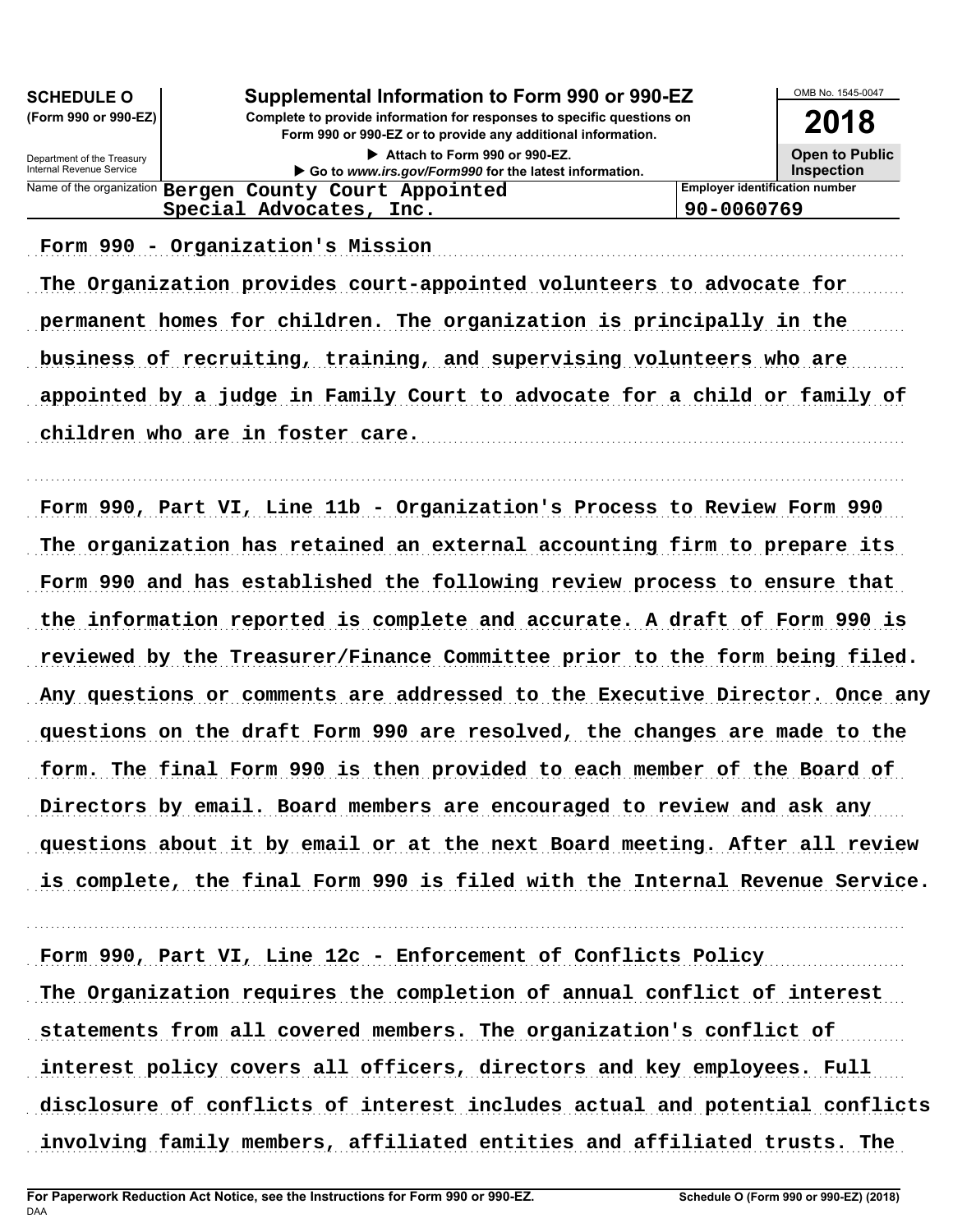**SCHEDULE O**
**(Form 990 or 990-EZ)**

Department of the Treasury
Internal Revenue Service

# Supplemental Information to Form 990 or 990-EZ

**Complete to provide information for responses to specific questions on Form 990 or 990-EZ or to provide any additional information.**

▶ Attach to Form 990 or 990-EZ.
▶ Go to *www.irs.gov/Form990* for the latest information.

OMB No. 1545-0047

**2018**

**Open to Public Inspection**

| Name of the organization | Employer identification number |
|---|---|
| Bergen County Court Appointed Special Advocates, Inc. | 90-0060769 |

Form 990 - Organization's Mission

The Organization provides court-appointed volunteers to advocate for permanent homes for children. The organization is principally in the business of recruiting, training, and supervising volunteers who are appointed by a judge in Family Court to advocate for a child or family of children who are in foster care.

Form 990, Part VI, Line 11b - Organization's Process to Review Form 990

The organization has retained an external accounting firm to prepare its Form 990 and has established the following review process to ensure that the information reported is complete and accurate. A draft of Form 990 is reviewed by the Treasurer/Finance Committee prior to the form being filed. Any questions or comments are addressed to the Executive Director. Once any questions on the draft Form 990 are resolved, the changes are made to the form. The final Form 990 is then provided to each member of the Board of Directors by email. Board members are encouraged to review and ask any questions about it by email or at the next Board meeting. After all review is complete, the final Form 990 is filed with the Internal Revenue Service.

Form 990, Part VI, Line 12c - Enforcement of Conflicts Policy

The Organization requires the completion of annual conflict of interest statements from all covered members. The organization's conflict of interest policy covers all officers, directors and key employees. Full disclosure of conflicts of interest includes actual and potential conflicts involving family members, affiliated entities and affiliated trusts. The

**For Paperwork Reduction Act Notice, see the Instructions for Form 990 or 990-EZ.** DAA **Schedule O (Form 990 or 990-EZ) (2018)**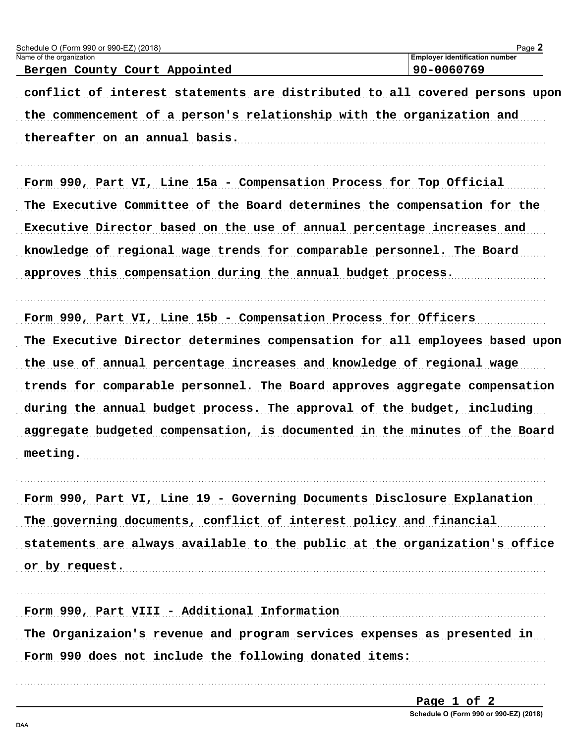Schedule O (Form 990 or 990-EZ) (2018)

Name of the organization: Bergen County Court Appointed

Employer identification number: 90-0060769

conflict of interest statements are distributed to all covered persons upon the commencement of a person's relationship with the organization and thereafter on an annual basis.

Form 990, Part VI, Line 15a - Compensation Process for Top Official

The Executive Committee of the Board determines the compensation for the Executive Director based on the use of annual percentage increases and knowledge of regional wage trends for comparable personnel. The Board approves this compensation during the annual budget process.

Form 990, Part VI, Line 15b - Compensation Process for Officers

The Executive Director determines compensation for all employees based upon the use of annual percentage increases and knowledge of regional wage trends for comparable personnel. The Board approves aggregate compensation during the annual budget process. The approval of the budget, including aggregate budgeted compensation, is documented in the minutes of the Board meeting.

Form 990, Part VI, Line 19 - Governing Documents Disclosure Explanation

The governing documents, conflict of interest policy and financial statements are always available to the public at the organization's office or by request.

Form 990, Part VIII - Additional Information

The Organizaion's revenue and program services expenses as presented in Form 990 does not include the following donated items: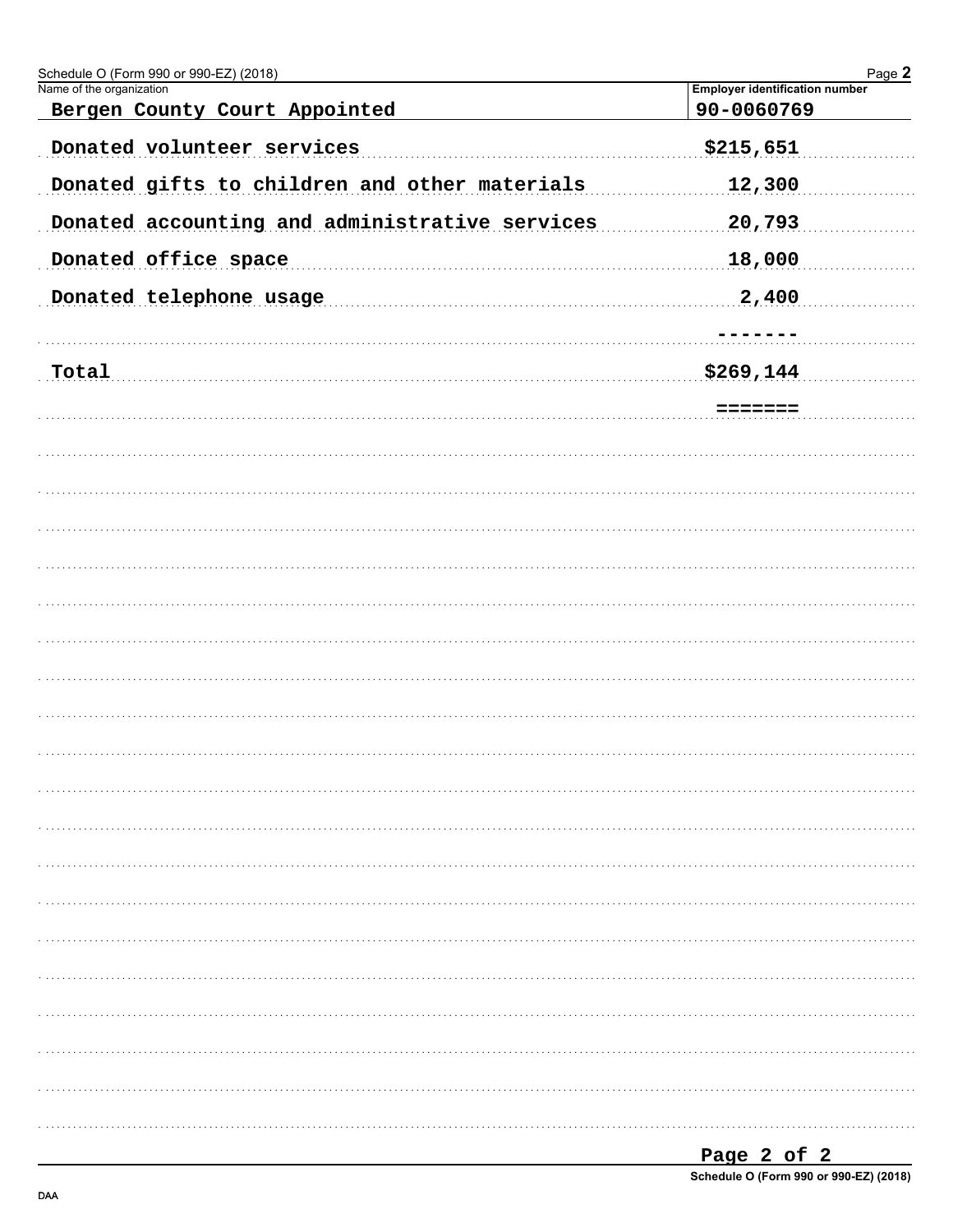Name of the organization: Bergen County Court Appointed

Employer identification number: 90-0060769

| Description | Amount |
|---|---|
| Donated volunteer services | $215,651 |
| Donated gifts to children and other materials | 12,300 |
| Donated accounting and administrative services | 20,793 |
| Donated office space | 18,000 |
| Donated telephone usage | 2,400 |
| | ------- |
| Total | $269,144 |
| | ======= |

Schedule O (Form 990 or 990-EZ) (2018)

DAA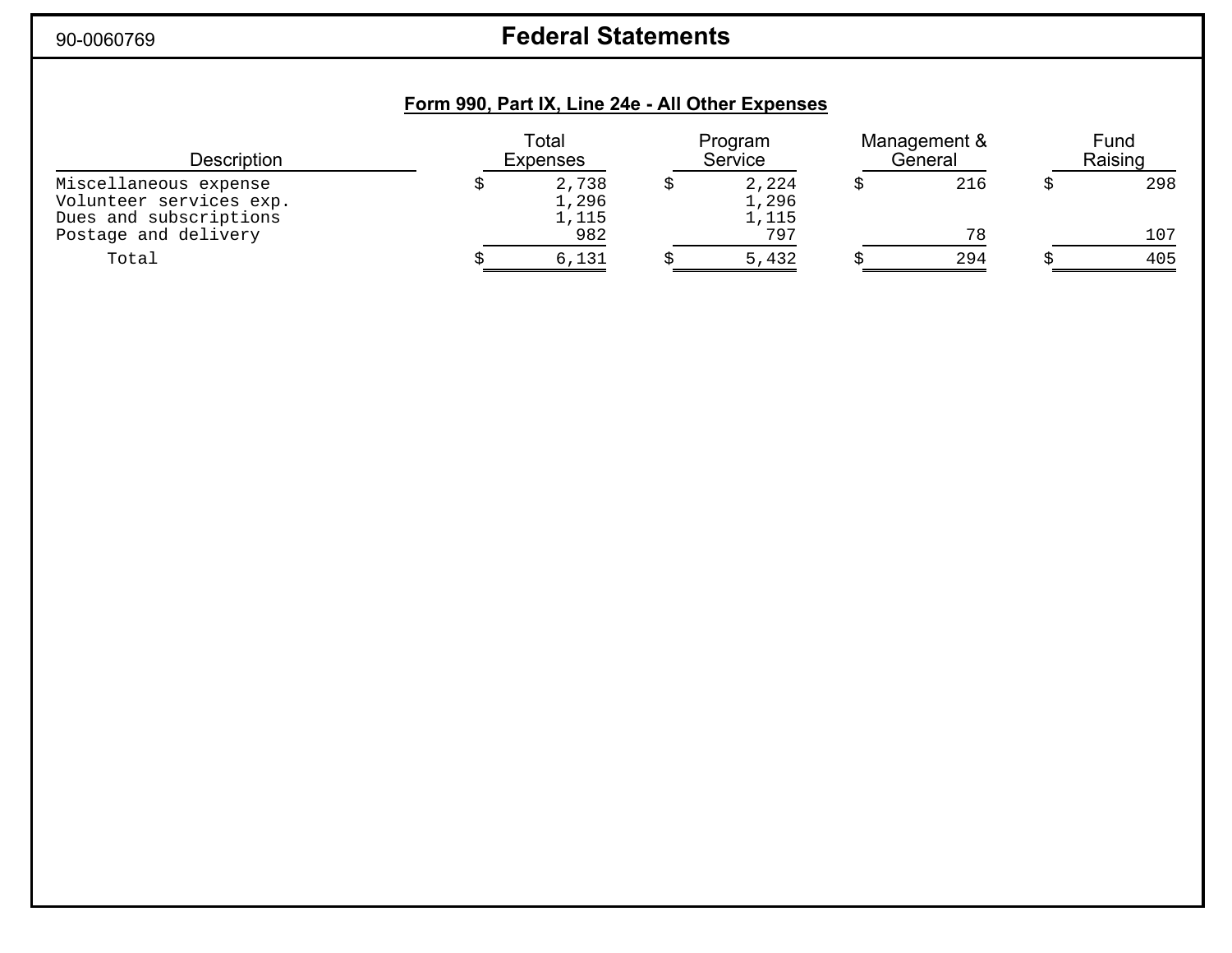90-0060769

# Federal Statements

## Form 990, Part IX, Line 24e - All Other Expenses

| Description | Total Expenses | Program Service | Management & General | Fund Raising |
|---|---|---|---|---|
| Miscellaneous expense | $ 2,738 | $ 2,224 | $ 216 | $ 298 |
| Volunteer services exp. | 1,296 | 1,296 | | |
| Dues and subscriptions | 1,115 | 1,115 | | |
| Postage and delivery | 982 | 797 | 78 | 107 |
| Total | $ 6,131 | $ 5,432 | $ 294 | $ 405 |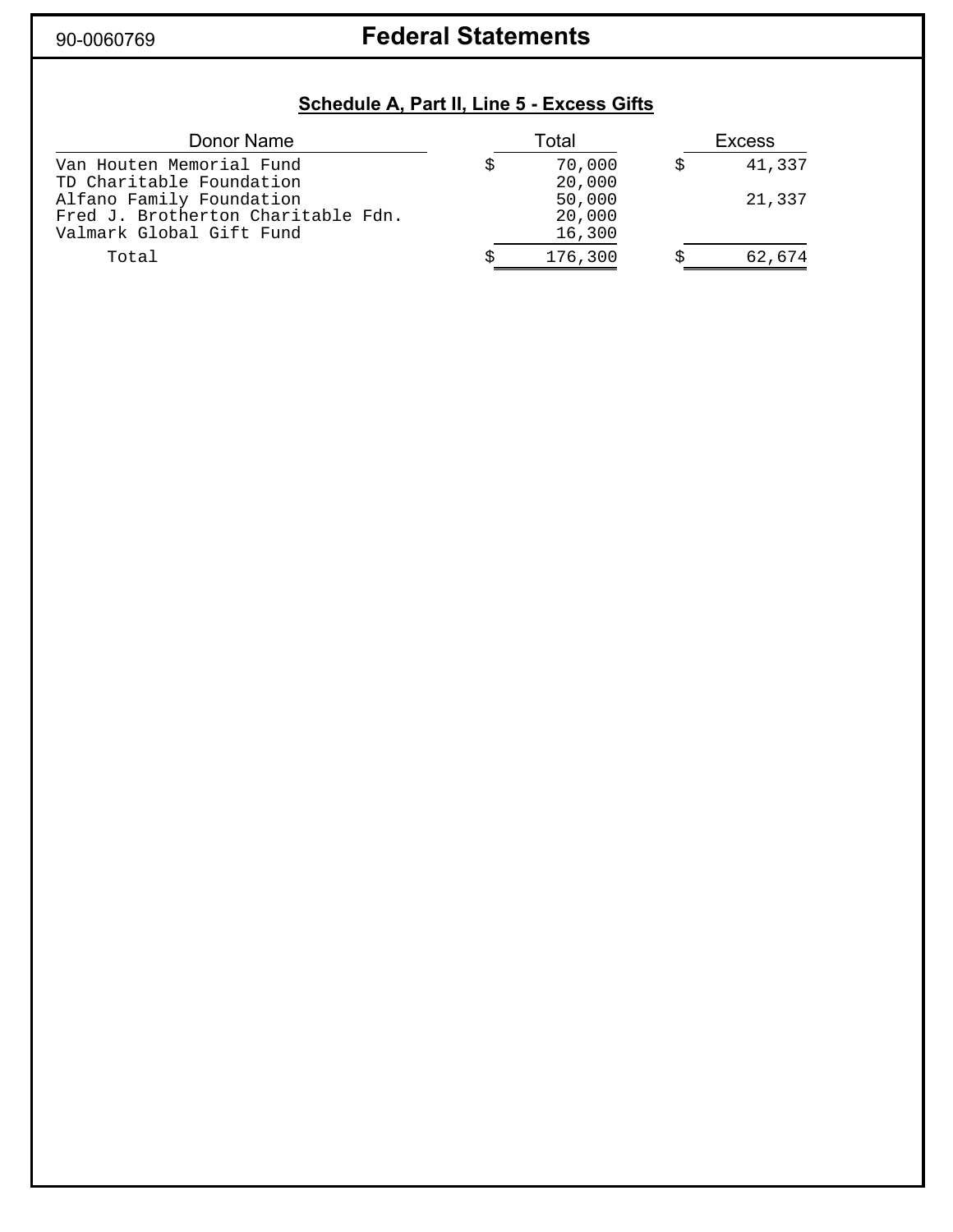90-0060769

# Federal Statements

## Schedule A, Part II, Line 5 - Excess Gifts

| Donor Name | Total | Excess |
|---|---|---|
| Van Houten Memorial Fund | $ 70,000 | $ 41,337 |
| TD Charitable Foundation | 20,000 | |
| Alfano Family Foundation | 50,000 | 21,337 |
| Fred J. Brotherton Charitable Fdn. | 20,000 | |
| Valmark Global Gift Fund | 16,300 | |
| Total | $ 176,300 | $ 62,674 |